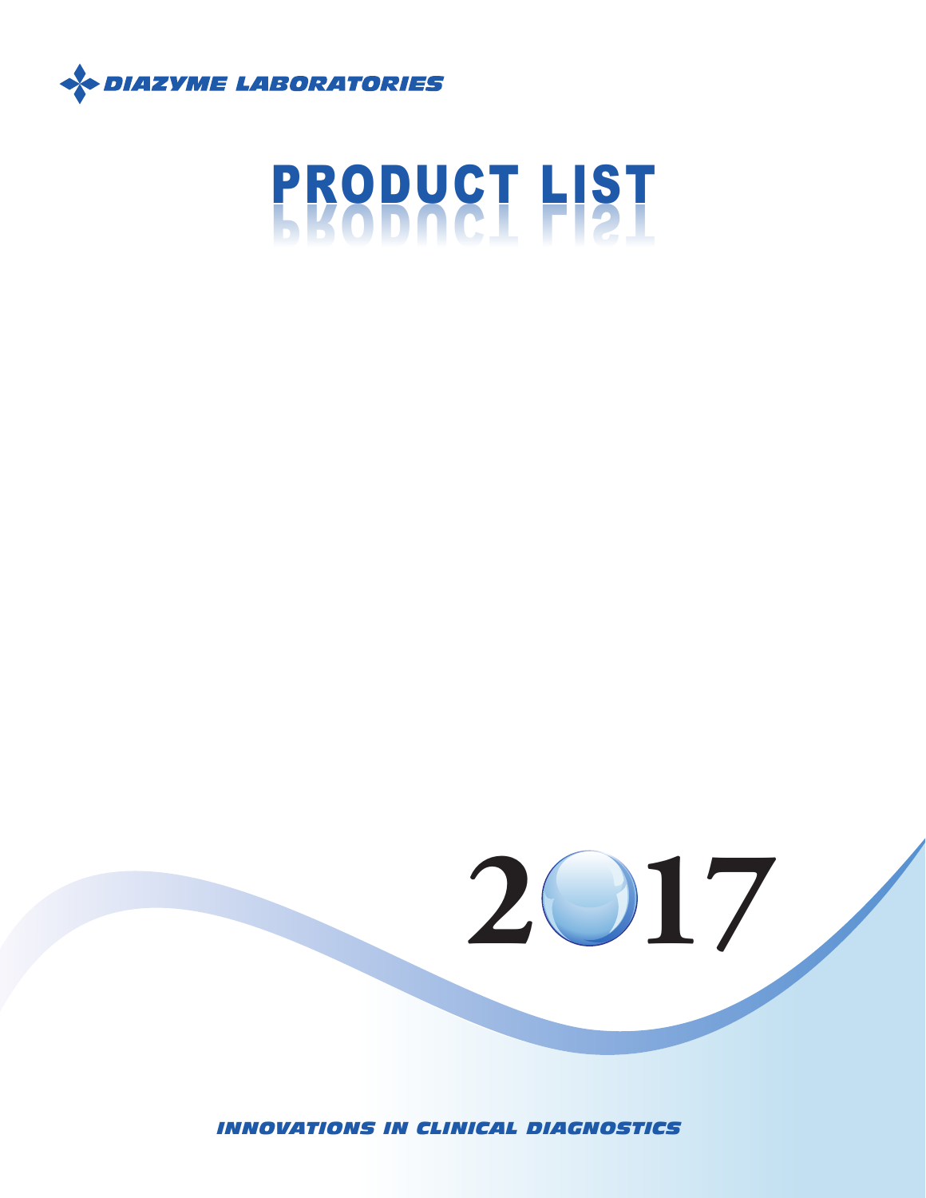DIAZYME LABORATORIES

# PRODUCT LIST

2017

*INNOVATIONS IN CLINICAL DIAGNOSTICS*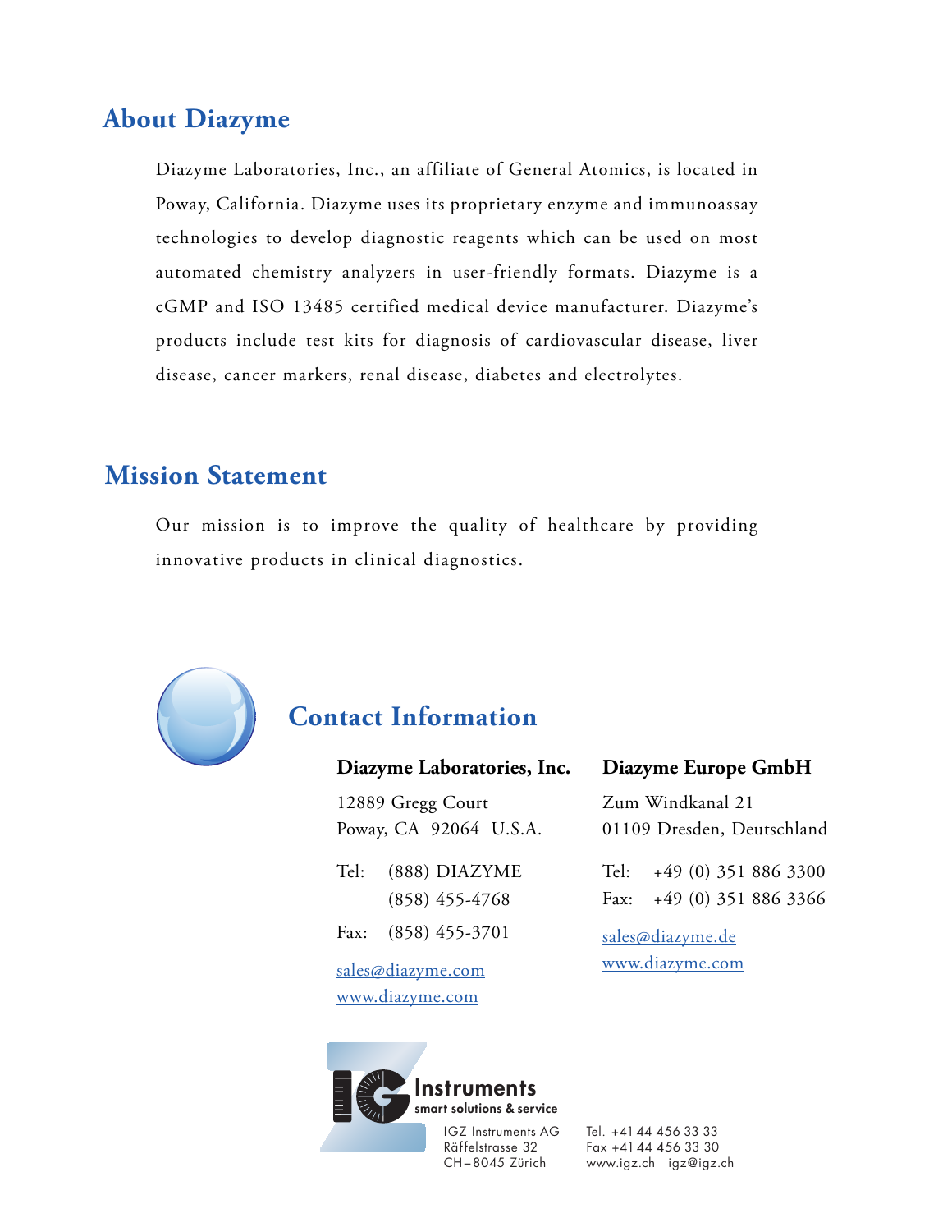## About Diazyme

Diazyme Laboratories, Inc., an affiliate of General Atomics, is located in Poway, California. Diazyme uses its proprietary enzyme and immunoassay technologies to develop diagnostic reagents which can be used on most automated chemistry analyzers in user-friendly formats. Diazyme is a cGMP and ISO 13485 certified medical device manufacturer. Diazyme's products include test kits for diagnosis of cardiovascular disease, liver disease, cancer markers, renal disease, diabetes and electrolytes.

## Mission Statement

Our mission is to improve the quality of healthcare by providing innovative products in clinical diagnostics.

## Contact Information

**Diazyme Laboratories, Inc.**

12889 Gregg Court
Poway, CA 92064 U.S.A.

Tel: (888) DIAZYME
(858) 455-4768

Fax: (858) 455-3701

sales@diazyme.com
www.diazyme.com

**Diazyme Europe GmbH**

Zum Windkanal 21
01109 Dresden, Deutschland

Tel: +49 (0) 351 886 3300
Fax: +49 (0) 351 886 3366

sales@diazyme.de
www.diazyme.com

IGZ Instruments
smart solutions & service

IGZ Instruments AG
Räffelstrasse 32
CH–8045 Zürich

Tel. +41 44 456 33 33
Fax +41 44 456 33 30
www.igz.ch igz@igz.ch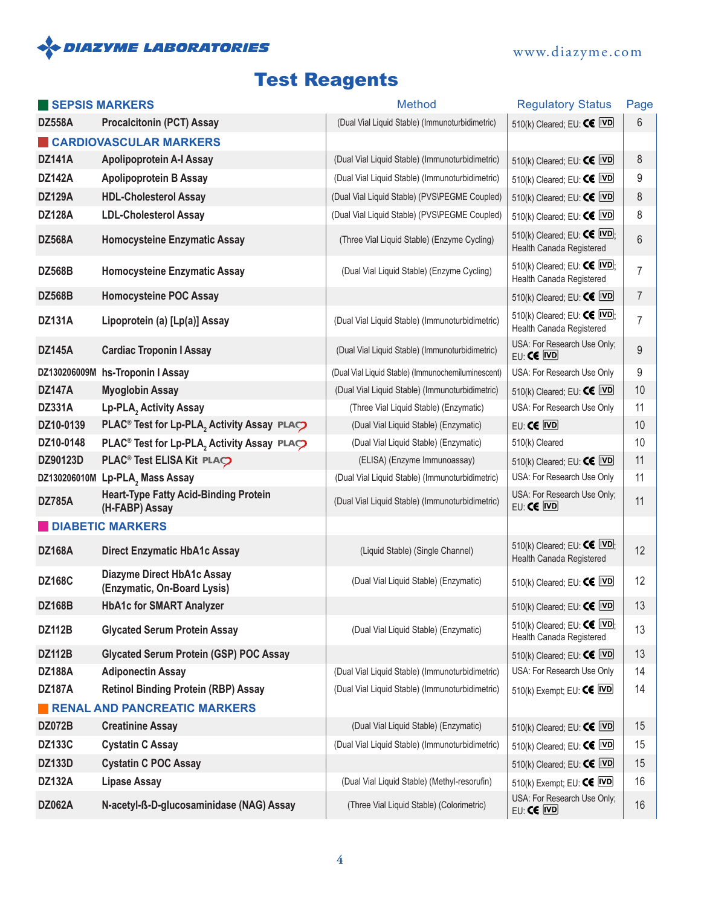# Test Reagents

| | | Method | Regulatory Status | Page |
|---|---|---|---|---|
| **SEPSIS MARKERS** | | | | |
| **DZ558A** | **Procalcitonin (PCT) Assay** | (Dual Vial Liquid Stable) (Immunoturbidimetric) | 510(k) Cleared; EU: CE IVD | 6 |
| **CARDIOVASCULAR MARKERS** | | | | |
| **DZ141A** | **Apolipoprotein A-I Assay** | (Dual Vial Liquid Stable) (Immunoturbidimetric) | 510(k) Cleared; EU: CE IVD | 8 |
| **DZ142A** | **Apolipoprotein B Assay** | (Dual Vial Liquid Stable) (Immunoturbidimetric) | 510(k) Cleared; EU: CE IVD | 9 |
| **DZ129A** | **HDL-Cholesterol Assay** | (Dual Vial Liquid Stable) (PVS\PEGME Coupled) | 510(k) Cleared; EU: CE IVD | 8 |
| **DZ128A** | **LDL-Cholesterol Assay** | (Dual Vial Liquid Stable) (PVS\PEGME Coupled) | 510(k) Cleared; EU: CE IVD | 8 |
| **DZ568A** | **Homocysteine Enzymatic Assay** | (Three Vial Liquid Stable) (Enzyme Cycling) | 510(k) Cleared; EU: CE IVD; Health Canada Registered | 6 |
| **DZ568B** | **Homocysteine Enzymatic Assay** | (Dual Vial Liquid Stable) (Enzyme Cycling) | 510(k) Cleared; EU: CE IVD; Health Canada Registered | 7 |
| **DZ568B** | **Homocysteine POC Assay** | | 510(k) Cleared; EU: CE IVD | 7 |
| **DZ131A** | **Lipoprotein (a) [Lp(a)] Assay** | (Dual Vial Liquid Stable) (Immunoturbidimetric) | 510(k) Cleared; EU: CE IVD; Health Canada Registered | 7 |
| **DZ145A** | **Cardiac Troponin I Assay** | (Dual Vial Liquid Stable) (Immunoturbidimetric) | USA: For Research Use Only; EU: CE IVD | 9 |
| **DZ130206009M** | **hs-Troponin I Assay** | (Dual Vial Liquid Stable) (Immunochemiluminescent) | USA: For Research Use Only | 9 |
| **DZ147A** | **Myoglobin Assay** | (Dual Vial Liquid Stable) (Immunoturbidimetric) | 510(k) Cleared; EU: CE IVD | 10 |
| **DZ331A** | **Lp-PLA$_2$ Activity Assay** | (Three Vial Liquid Stable) (Enzymatic) | USA: For Research Use Only | 11 |
| **DZ10-0139** | **PLAC® Test for Lp-PLA$_2$ Activity Assay** PLAC | (Dual Vial Liquid Stable) (Enzymatic) | EU: CE IVD | 10 |
| **DZ10-0148** | **PLAC® Test for Lp-PLA$_2$ Activity Assay** PLAC | (Dual Vial Liquid Stable) (Enzymatic) | 510(k) Cleared | 10 |
| **DZ90123D** | **PLAC® Test ELISA Kit** PLAC | (ELISA) (Enzyme Immunoassay) | 510(k) Cleared; EU: CE IVD | 11 |
| **DZ130206010M** | **Lp-PLA$_2$ Mass Assay** | (Dual Vial Liquid Stable) (Immunoturbidimetric) | USA: For Research Use Only | 11 |
| **DZ785A** | **Heart-Type Fatty Acid-Binding Protein (H-FABP) Assay** | (Dual Vial Liquid Stable) (Immunoturbidimetric) | USA: For Research Use Only; EU: CE IVD | 11 |
| **DIABETIC MARKERS** | | | | |
| **DZ168A** | **Direct Enzymatic HbA1c Assay** | (Liquid Stable) (Single Channel) | 510(k) Cleared; EU: CE IVD; Health Canada Registered | 12 |
| **DZ168C** | **Diazyme Direct HbA1c Assay (Enzymatic, On-Board Lysis)** | (Dual Vial Liquid Stable) (Enzymatic) | 510(k) Cleared; EU: CE IVD | 12 |
| **DZ168B** | **HbA1c for SMART Analyzer** | | 510(k) Cleared; EU: CE IVD | 13 |
| **DZ112B** | **Glycated Serum Protein Assay** | (Dual Vial Liquid Stable) (Enzymatic) | 510(k) Cleared; EU: CE IVD; Health Canada Registered | 13 |
| **DZ112B** | **Glycated Serum Protein (GSP) POC Assay** | | 510(k) Cleared; EU: CE IVD | 13 |
| **DZ188A** | **Adiponectin Assay** | (Dual Vial Liquid Stable) (Immunoturbidimetric) | USA: For Research Use Only | 14 |
| **DZ187A** | **Retinol Binding Protein (RBP) Assay** | (Dual Vial Liquid Stable) (Immunoturbidimetric) | 510(k) Exempt; EU: CE IVD | 14 |
| **RENAL AND PANCREATIC MARKERS** | | | | |
| **DZ072B** | **Creatinine Assay** | (Dual Vial Liquid Stable) (Enzymatic) | 510(k) Cleared; EU: CE IVD | 15 |
| **DZ133C** | **Cystatin C Assay** | (Dual Vial Liquid Stable) (Immunoturbidimetric) | 510(k) Cleared; EU: CE IVD | 15 |
| **DZ133D** | **Cystatin C POC Assay** | | 510(k) Cleared; EU: CE IVD | 15 |
| **DZ132A** | **Lipase Assay** | (Dual Vial Liquid Stable) (Methyl-resorufin) | 510(k) Exempt; EU: CE IVD | 16 |
| **DZ062A** | **N-acetyl-ß-D-glucosaminidase (NAG) Assay** | (Three Vial Liquid Stable) (Colorimetric) | USA: For Research Use Only; EU: CE IVD | 16 |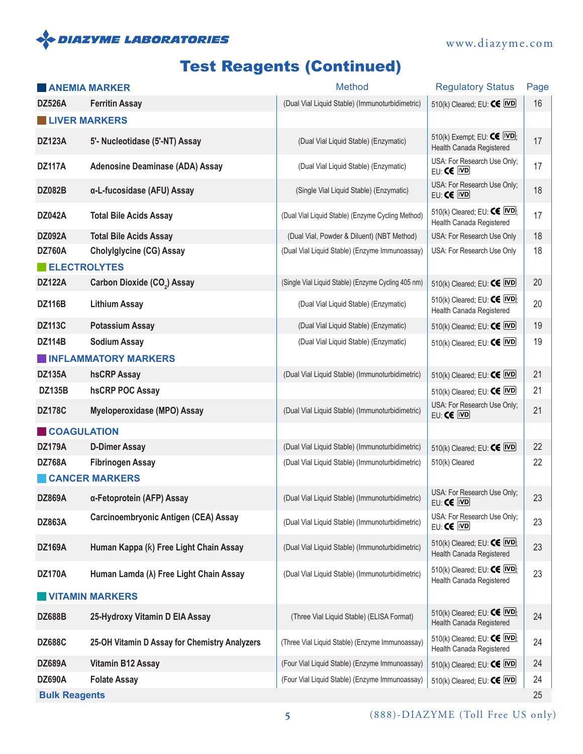# Test Reagents (Continued)

| | | Method | Regulatory Status | Page |
|---|---|---|---|---|
| **ANEMIA MARKER** | | | | |
| **DZ526A** | **Ferritin Assay** | (Dual Vial Liquid Stable) (Immunoturbidimetric) | 510(k) Cleared; EU: CE IVD | 16 |
| **LIVER MARKERS** | | | | |
| **DZ123A** | **5'- Nucleotidase (5'-NT) Assay** | (Dual Vial Liquid Stable) (Enzymatic) | 510(k) Exempt; EU: CE IVD; Health Canada Registered | 17 |
| **DZ117A** | **Adenosine Deaminase (ADA) Assay** | (Dual Vial Liquid Stable) (Enzymatic) | USA: For Research Use Only; EU: CE IVD | 17 |
| **DZ082B** | **α-L-fucosidase (AFU) Assay** | (Single Vial Liquid Stable) (Enzymatic) | USA: For Research Use Only; EU: CE IVD | 18 |
| **DZ042A** | **Total Bile Acids Assay** | (Dual Vial Liquid Stable) (Enzyme Cycling Method) | 510(k) Cleared; EU: CE IVD; Health Canada Registered | 17 |
| **DZ092A** | **Total Bile Acids Assay** | (Dual Vial, Powder & Diluent) (NBT Method) | USA: For Research Use Only | 18 |
| **DZ760A** | **Cholylglycine (CG) Assay** | (Dual Vial Liquid Stable) (Enzyme Immunoassay) | USA: For Research Use Only | 18 |
| **ELECTROLYTES** | | | | |
| **DZ122A** | **Carbon Dioxide ($CO_2$) Assay** | (Single Vial Liquid Stable) (Enzyme Cycling 405 nm) | 510(k) Cleared; EU: CE IVD | 20 |
| **DZ116B** | **Lithium Assay** | (Dual Vial Liquid Stable) (Enzymatic) | 510(k) Cleared; EU: CE IVD; Health Canada Registered | 20 |
| **DZ113C** | **Potassium Assay** | (Dual Vial Liquid Stable) (Enzymatic) | 510(k) Cleared; EU: CE IVD | 19 |
| **DZ114B** | **Sodium Assay** | (Dual Vial Liquid Stable) (Enzymatic) | 510(k) Cleared; EU: CE IVD | 19 |
| **INFLAMMATORY MARKERS** | | | | |
| **DZ135A** | **hsCRP Assay** | (Dual Vial Liquid Stable) (Immunoturbidimetric) | 510(k) Cleared; EU: CE IVD | 21 |
| **DZ135B** | **hsCRP POC Assay** | | 510(k) Cleared; EU: CE IVD | 21 |
| **DZ178C** | **Myeloperoxidase (MPO) Assay** | (Dual Vial Liquid Stable) (Immunoturbidimetric) | USA: For Research Use Only; EU: CE IVD | 21 |
| **COAGULATION** | | | | |
| **DZ179A** | **D-Dimer Assay** | (Dual Vial Liquid Stable) (Immunoturbidimetric) | 510(k) Cleared; EU: CE IVD | 22 |
| **DZ768A** | **Fibrinogen Assay** | (Dual Vial Liquid Stable) (Immunoturbidimetric) | 510(k) Cleared | 22 |
| **CANCER MARKERS** | | | | |
| **DZ869A** | **α-Fetoprotein (AFP) Assay** | (Dual Vial Liquid Stable) (Immunoturbidimetric) | USA: For Research Use Only; EU: CE IVD | 23 |
| **DZ863A** | **Carcinoembryonic Antigen (CEA) Assay** | (Dual Vial Liquid Stable) (Immunoturbidimetric) | USA: For Research Use Only; EU: CE IVD | 23 |
| **DZ169A** | **Human Kappa (κ) Free Light Chain Assay** | (Dual Vial Liquid Stable) (Immunoturbidimetric) | 510(k) Cleared; EU: CE IVD; Health Canada Registered | 23 |
| **DZ170A** | **Human Lamda (λ) Free Light Chain Assay** | (Dual Vial Liquid Stable) (Immunoturbidimetric) | 510(k) Cleared; EU: CE IVD; Health Canada Registered | 23 |
| **VITAMIN MARKERS** | | | | |
| **DZ688B** | **25-Hydroxy Vitamin D EIA Assay** | (Three Vial Liquid Stable) (ELISA Format) | 510(k) Cleared; EU: CE IVD; Health Canada Registered | 24 |
| **DZ688C** | **25-OH Vitamin D Assay for Chemistry Analyzers** | (Three Vial Liquid Stable) (Enzyme Immunoassay) | 510(k) Cleared; EU: CE IVD; Health Canada Registered | 24 |
| **DZ689A** | **Vitamin B12 Assay** | (Four Vial Liquid Stable) (Enzyme Immunoassay) | 510(k) Cleared; EU: CE IVD | 24 |
| **DZ690A** | **Folate Assay** | (Four Vial Liquid Stable) (Enzyme Immunoassay) | 510(k) Cleared; EU: CE IVD | 24 |
| **Bulk Reagents** | | | | 25 |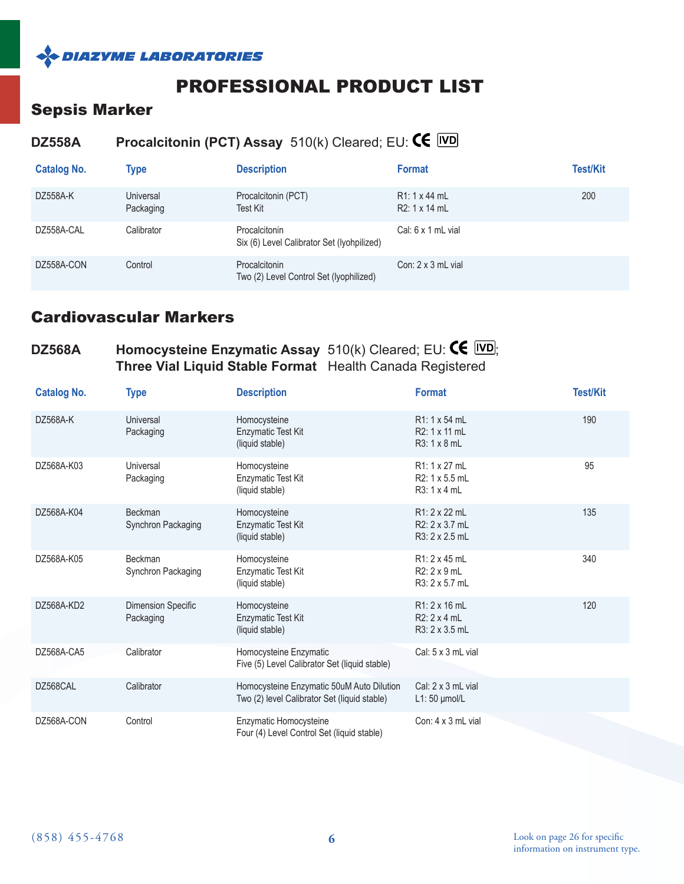DIAZYME LABORATORIES

# PROFESSIONAL PRODUCT LIST

## Sepsis Marker

### DZ558A Procalcitonin (PCT) Assay 510(k) Cleared; EU: CE IVD

| Catalog No. | Type | Description | Format | Test/Kit |
|---|---|---|---|---|
| DZ558A-K | Universal Packaging | Procalcitonin (PCT) Test Kit | R1: 1 x 44 mL<br>R2: 1 x 14 mL | 200 |
| DZ558A-CAL | Calibrator | Procalcitonin Six (6) Level Calibrator Set (lyohpilized) | Cal: 6 x 1 mL vial | |
| DZ558A-CON | Control | Procalcitonin Two (2) Level Control Set (lyophilized) | Con: 2 x 3 mL vial | |

## Cardiovascular Markers

### DZ568A Homocysteine Enzymatic Assay 510(k) Cleared; EU: CE IVD; Three Vial Liquid Stable Format Health Canada Registered

| Catalog No. | Type | Description | Format | Test/Kit |
|---|---|---|---|---|
| DZ568A-K | Universal Packaging | Homocysteine Enzymatic Test Kit (liquid stable) | R1: 1 x 54 mL<br>R2: 1 x 11 mL<br>R3: 1 x 8 mL | 190 |
| DZ568A-K03 | Universal Packaging | Homocysteine Enzymatic Test Kit (liquid stable) | R1: 1 x 27 mL<br>R2: 1 x 5.5 mL<br>R3: 1 x 4 mL | 95 |
| DZ568A-K04 | Beckman Synchron Packaging | Homocysteine Enzymatic Test Kit (liquid stable) | R1: 2 x 22 mL<br>R2: 2 x 3.7 mL<br>R3: 2 x 2.5 mL | 135 |
| DZ568A-K05 | Beckman Synchron Packaging | Homocysteine Enzymatic Test Kit (liquid stable) | R1: 2 x 45 mL<br>R2: 2 x 9 mL<br>R3: 2 x 5.7 mL | 340 |
| DZ568A-KD2 | Dimension Specific Packaging | Homocysteine Enzymatic Test Kit (liquid stable) | R1: 2 x 16 mL<br>R2: 2 x 4 mL<br>R3: 2 x 3.5 mL | 120 |
| DZ568A-CA5 | Calibrator | Homocysteine Enzymatic Five (5) Level Calibrator Set (liquid stable) | Cal: 5 x 3 mL vial | |
| DZ568CAL | Calibrator | Homocysteine Enzymatic 50uM Auto Dilution Two (2) level Calibrator Set (liquid stable) | Cal: 2 x 3 mL vial<br>L1: 50 μmol/L | |
| DZ568A-CON | Control | Enzymatic Homocysteine Four (4) Level Control Set (liquid stable) | Con: 4 x 3 mL vial | |

(858) 455-4768

Look on page 26 for specific information on instrument type.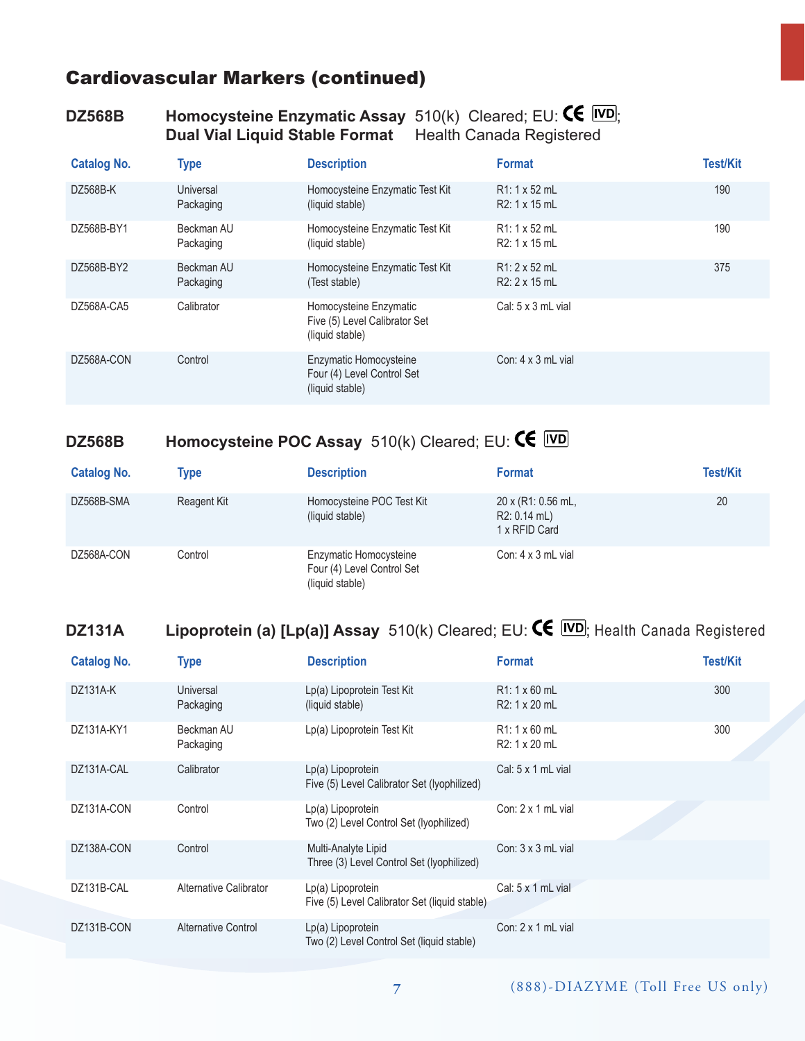# Cardiovascular Markers (continued)

## DZ568B — Homocysteine Enzymatic Assay Dual Vial Liquid Stable Format

510(k) Cleared; EU: CE IVD; Health Canada Registered

| Catalog No. | Type | Description | Format | Test/Kit |
|---|---|---|---|---|
| DZ568B-K | Universal Packaging | Homocysteine Enzymatic Test Kit (liquid stable) | R1: 1 x 52 mL<br>R2: 1 x 15 mL | 190 |
| DZ568B-BY1 | Beckman AU Packaging | Homocysteine Enzymatic Test Kit (liquid stable) | R1: 1 x 52 mL<br>R2: 1 x 15 mL | 190 |
| DZ568B-BY2 | Beckman AU Packaging | Homocysteine Enzymatic Test Kit (Test stable) | R1: 2 x 52 mL<br>R2: 2 x 15 mL | 375 |
| DZ568A-CA5 | Calibrator | Homocysteine Enzymatic Five (5) Level Calibrator Set (liquid stable) | Cal: 5 x 3 mL vial | |
| DZ568A-CON | Control | Enzymatic Homocysteine Four (4) Level Control Set (liquid stable) | Con: 4 x 3 mL vial | |

## DZ568B — Homocysteine POC Assay

510(k) Cleared; EU: CE IVD

| Catalog No. | Type | Description | Format | Test/Kit |
|---|---|---|---|---|
| DZ568B-SMA | Reagent Kit | Homocysteine POC Test Kit (liquid stable) | 20 x (R1: 0.56 mL, R2: 0.14 mL)<br>1 x RFID Card | 20 |
| DZ568A-CON | Control | Enzymatic Homocysteine Four (4) Level Control Set (liquid stable) | Con: 4 x 3 mL vial | |

## DZ131A — Lipoprotein (a) [Lp(a)] Assay

510(k) Cleared; EU: CE IVD; Health Canada Registered

| Catalog No. | Type | Description | Format | Test/Kit |
|---|---|---|---|---|
| DZ131A-K | Universal Packaging | Lp(a) Lipoprotein Test Kit (liquid stable) | R1: 1 x 60 mL<br>R2: 1 x 20 mL | 300 |
| DZ131A-KY1 | Beckman AU Packaging | Lp(a) Lipoprotein Test Kit | R1: 1 x 60 mL<br>R2: 1 x 20 mL | 300 |
| DZ131A-CAL | Calibrator | Lp(a) Lipoprotein Five (5) Level Calibrator Set (lyophilized) | Cal: 5 x 1 mL vial | |
| DZ131A-CON | Control | Lp(a) Lipoprotein Two (2) Level Control Set (lyophilized) | Con: 2 x 1 mL vial | |
| DZ138A-CON | Control | Multi-Analyte Lipid Three (3) Level Control Set (lyophilized) | Con: 3 x 3 mL vial | |
| DZ131B-CAL | Alternative Calibrator | Lp(a) Lipoprotein Five (5) Level Calibrator Set (liquid stable) | Cal: 5 x 1 mL vial | |
| DZ131B-CON | Alternative Control | Lp(a) Lipoprotein Two (2) Level Control Set (liquid stable) | Con: 2 x 1 mL vial | |

(888)-DIAZYME (Toll Free US only)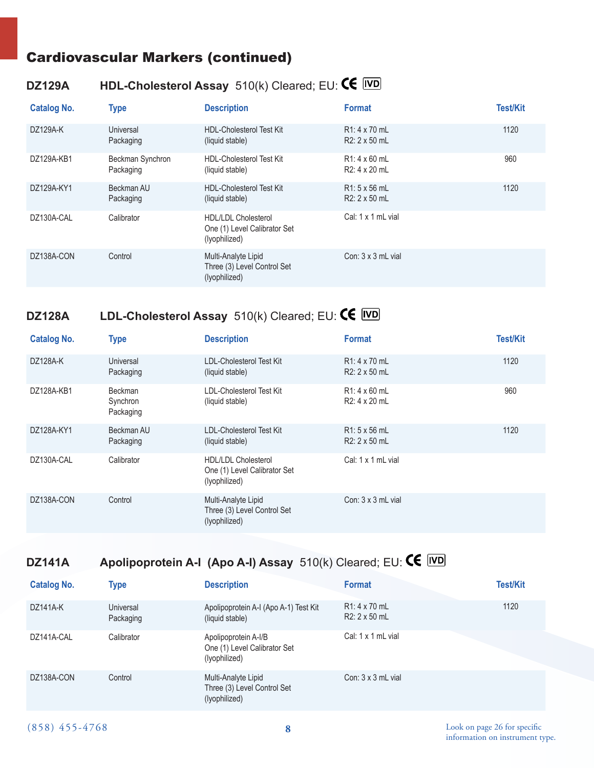# Cardiovascular Markers (continued)

## DZ129A HDL-Cholesterol Assay 510(k) Cleared; EU: CE IVD

| Catalog No. | Type | Description | Format | Test/Kit |
|---|---|---|---|---|
| DZ129A-K | Universal Packaging | HDL-Cholesterol Test Kit (liquid stable) | R1: 4 x 70 mL<br>R2: 2 x 50 mL | 1120 |
| DZ129A-KB1 | Beckman Synchron Packaging | HDL-Cholesterol Test Kit (liquid stable) | R1: 4 x 60 mL<br>R2: 4 x 20 mL | 960 |
| DZ129A-KY1 | Beckman AU Packaging | HDL-Cholesterol Test Kit (liquid stable) | R1: 5 x 56 mL<br>R2: 2 x 50 mL | 1120 |
| DZ130A-CAL | Calibrator | HDL/LDL Cholesterol One (1) Level Calibrator Set (lyophilized) | Cal: 1 x 1 mL vial | |
| DZ138A-CON | Control | Multi-Analyte Lipid Three (3) Level Control Set (lyophilized) | Con: 3 x 3 mL vial | |

## DZ128A LDL-Cholesterol Assay 510(k) Cleared; EU: CE IVD

| Catalog No. | Type | Description | Format | Test/Kit |
|---|---|---|---|---|
| DZ128A-K | Universal Packaging | LDL-Cholesterol Test Kit (liquid stable) | R1: 4 x 70 mL<br>R2: 2 x 50 mL | 1120 |
| DZ128A-KB1 | Beckman Synchron Packaging | LDL-Cholesterol Test Kit (liquid stable) | R1: 4 x 60 mL<br>R2: 4 x 20 mL | 960 |
| DZ128A-KY1 | Beckman AU Packaging | LDL-Cholesterol Test Kit (liquid stable) | R1: 5 x 56 mL<br>R2: 2 x 50 mL | 1120 |
| DZ130A-CAL | Calibrator | HDL/LDL Cholesterol One (1) Level Calibrator Set (lyophilized) | Cal: 1 x 1 mL vial | |
| DZ138A-CON | Control | Multi-Analyte Lipid Three (3) Level Control Set (lyophilized) | Con: 3 x 3 mL vial | |

## DZ141A Apolipoprotein A-I (Apo A-I) Assay 510(k) Cleared; EU: CE IVD

| Catalog No. | Type | Description | Format | Test/Kit |
|---|---|---|---|---|
| DZ141A-K | Universal Packaging | Apolipoprotein A-I (Apo A-1) Test Kit (liquid stable) | R1: 4 x 70 mL<br>R2: 2 x 50 mL | 1120 |
| DZ141A-CAL | Calibrator | Apolipoprotein A-I/B One (1) Level Calibrator Set (lyophilized) | Cal: 1 x 1 mL vial | |
| DZ138A-CON | Control | Multi-Analyte Lipid Three (3) Level Control Set (lyophilized) | Con: 3 x 3 mL vial | |

(858) 455-4768

Look on page 26 for specific information on instrument type.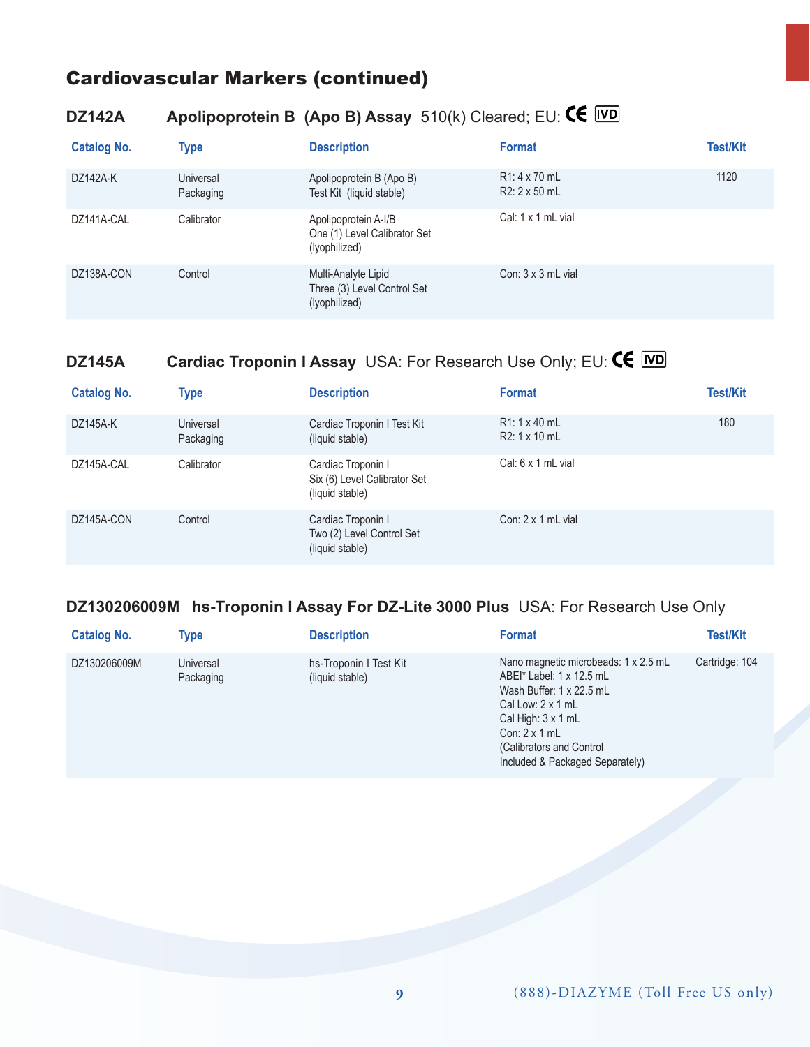## Cardiovascular Markers (continued)

### DZ142A Apolipoprotein B (Apo B) Assay 510(k) Cleared; EU: CE IVD

| Catalog No. | Type | Description | Format | Test/Kit |
|---|---|---|---|---|
| DZ142A-K | Universal Packaging | Apolipoprotein B (Apo B) Test Kit (liquid stable) | R1: 4 x 70 mL<br>R2: 2 x 50 mL | 1120 |
| DZ141A-CAL | Calibrator | Apolipoprotein A-I/B One (1) Level Calibrator Set (lyophilized) | Cal: 1 x 1 mL vial | |
| DZ138A-CON | Control | Multi-Analyte Lipid Three (3) Level Control Set (lyophilized) | Con: 3 x 3 mL vial | |

### DZ145A Cardiac Troponin I Assay USA: For Research Use Only; EU: CE IVD

| Catalog No. | Type | Description | Format | Test/Kit |
|---|---|---|---|---|
| DZ145A-K | Universal Packaging | Cardiac Troponin I Test Kit (liquid stable) | R1: 1 x 40 mL<br>R2: 1 x 10 mL | 180 |
| DZ145A-CAL | Calibrator | Cardiac Troponin I Six (6) Level Calibrator Set (liquid stable) | Cal: 6 x 1 mL vial | |
| DZ145A-CON | Control | Cardiac Troponin I Two (2) Level Control Set (liquid stable) | Con: 2 x 1 mL vial | |

### DZ130206009M hs-Troponin I Assay For DZ-Lite 3000 Plus USA: For Research Use Only

| Catalog No. | Type | Description | Format | Test/Kit |
|---|---|---|---|---|
| DZ130206009M | Universal Packaging | hs-Troponin I Test Kit (liquid stable) | Nano magnetic microbeads: 1 x 2.5 mL<br>ABEI* Label: 1 x 12.5 mL<br>Wash Buffer: 1 x 22.5 mL<br>Cal Low: 2 x 1 mL<br>Cal High: 3 x 1 mL<br>Con: 2 x 1 mL<br>(Calibrators and Control Included & Packaged Separately) | Cartridge: 104 |

(888)-DIAZYME (Toll Free US only)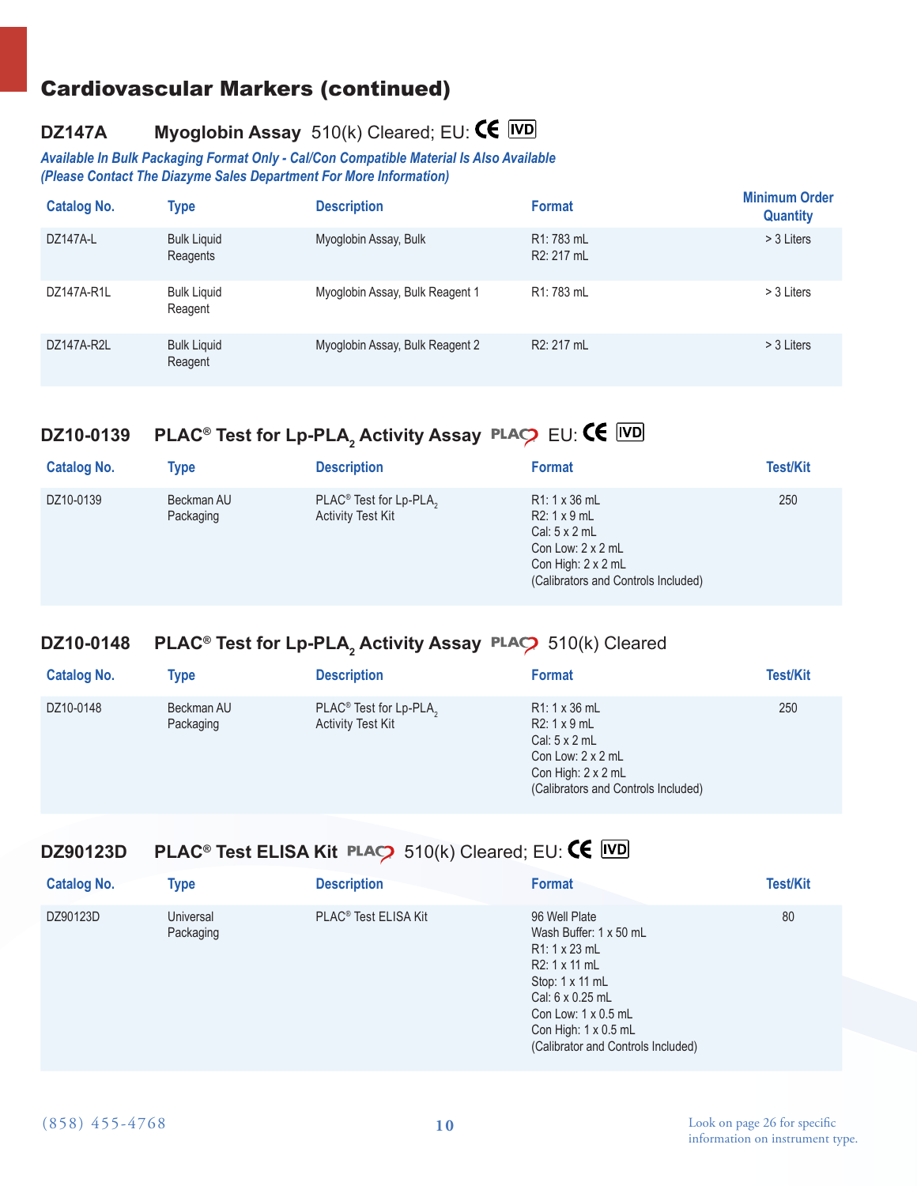# Cardiovascular Markers (continued)

## DZ147A Myoglobin Assay 510(k) Cleared; EU: CE IVD

***Available In Bulk Packaging Format Only - Cal/Con Compatible Material Is Also Available (Please Contact The Diazyme Sales Department For More Information)***

| Catalog No. | Type | Description | Format | Minimum Order Quantity |
|---|---|---|---|---|
| DZ147A-L | Bulk Liquid Reagents | Myoglobin Assay, Bulk | R1: 783 mL<br>R2: 217 mL | > 3 Liters |
| DZ147A-R1L | Bulk Liquid Reagent | Myoglobin Assay, Bulk Reagent 1 | R1: 783 mL | > 3 Liters |
| DZ147A-R2L | Bulk Liquid Reagent | Myoglobin Assay, Bulk Reagent 2 | R2: 217 mL | > 3 Liters |

## DZ10-0139 PLAC® Test for Lp-$PLA_2$ Activity Assay PLAC EU: CE IVD

| Catalog No. | Type | Description | Format | Test/Kit |
|---|---|---|---|---|
| DZ10-0139 | Beckman AU Packaging | PLAC® Test for Lp-$PLA_2$ Activity Test Kit | R1: 1 x 36 mL<br>R2: 1 x 9 mL<br>Cal: 5 x 2 mL<br>Con Low: 2 x 2 mL<br>Con High: 2 x 2 mL<br>(Calibrators and Controls Included) | 250 |

## DZ10-0148 PLAC® Test for Lp-$PLA_2$ Activity Assay PLAC 510(k) Cleared

| Catalog No. | Type | Description | Format | Test/Kit |
|---|---|---|---|---|
| DZ10-0148 | Beckman AU Packaging | PLAC® Test for Lp-$PLA_2$ Activity Test Kit | R1: 1 x 36 mL<br>R2: 1 x 9 mL<br>Cal: 5 x 2 mL<br>Con Low: 2 x 2 mL<br>Con High: 2 x 2 mL<br>(Calibrators and Controls Included) | 250 |

## DZ90123D PLAC® Test ELISA Kit PLAC 510(k) Cleared; EU: CE IVD

| Catalog No. | Type | Description | Format | Test/Kit |
|---|---|---|---|---|
| DZ90123D | Universal Packaging | PLAC® Test ELISA Kit | 96 Well Plate<br>Wash Buffer: 1 x 50 mL<br>R1: 1 x 23 mL<br>R2: 1 x 11 mL<br>Stop: 1 x 11 mL<br>Cal: 6 x 0.25 mL<br>Con Low: 1 x 0.5 mL<br>Con High: 1 x 0.5 mL<br>(Calibrator and Controls Included) | 80 |

(858) 455-4768

Look on page 26 for specific information on instrument type.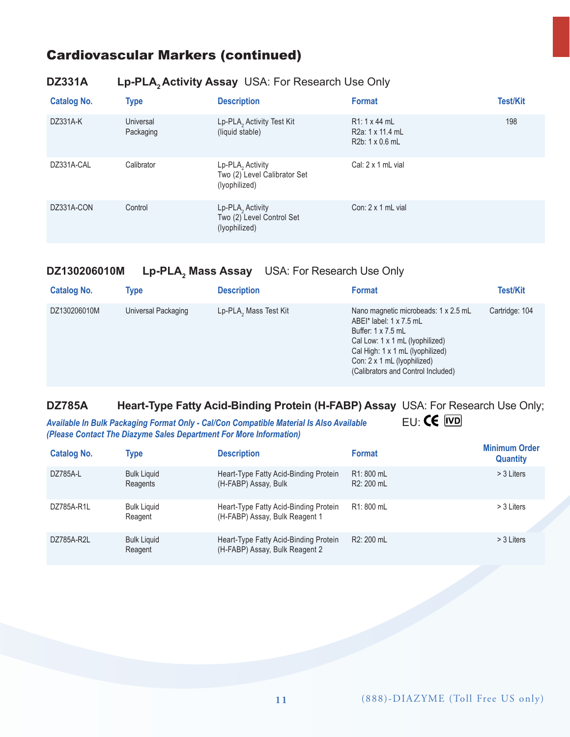## Cardiovascular Markers (continued)

### DZ331A Lp-PLA$_2$ Activity Assay USA: For Research Use Only

| Catalog No. | Type | Description | Format | Test/Kit |
|---|---|---|---|---|
| DZ331A-K | Universal Packaging | Lp-PLA$_2$ Activity Test Kit (liquid stable) | R1: 1 x 44 mL<br>R2a: 1 x 11.4 mL<br>R2b: 1 x 0.6 mL | 198 |
| DZ331A-CAL | Calibrator | Lp-PLA$_2$ Activity Two (2) Level Calibrator Set (lyophilized) | Cal: 2 x 1 mL vial | |
| DZ331A-CON | Control | Lp-PLA$_2$ Activity Two (2) Level Control Set (lyophilized) | Con: 2 x 1 mL vial | |

### DZ130206010M Lp-PLA$_2$ Mass Assay USA: For Research Use Only

| Catalog No. | Type | Description | Format | Test/Kit |
|---|---|---|---|---|
| DZ130206010M | Universal Packaging | Lp-PLA$_2$ Mass Test Kit | Nano magnetic microbeads: 1 x 2.5 mL<br>ABEI* label: 1 x 7.5 mL<br>Buffer: 1 x 7.5 mL<br>Cal Low: 1 x 1 mL (lyophilized)<br>Cal High: 1 x 1 mL (lyophilized)<br>Con: 2 x 1 mL (lyophilized)<br>(Calibrators and Control Included) | Cartridge: 104 |

### DZ785A Heart-Type Fatty Acid-Binding Protein (H-FABP) Assay USA: For Research Use Only; EU: CE IVD

***Available In Bulk Packaging Format Only - Cal/Con Compatible Material Is Also Available (Please Contact The Diazyme Sales Department For More Information)***

| Catalog No. | Type | Description | Format | Minimum Order Quantity |
|---|---|---|---|---|
| DZ785A-L | Bulk Liquid Reagents | Heart-Type Fatty Acid-Binding Protein (H-FABP) Assay, Bulk | R1: 800 mL<br>R2: 200 mL | > 3 Liters |
| DZ785A-R1L | Bulk Liquid Reagent | Heart-Type Fatty Acid-Binding Protein (H-FABP) Assay, Bulk Reagent 1 | R1: 800 mL | > 3 Liters |
| DZ785A-R2L | Bulk Liquid Reagent | Heart-Type Fatty Acid-Binding Protein (H-FABP) Assay, Bulk Reagent 2 | R2: 200 mL | > 3 Liters |

(888)-DIAZYME (Toll Free US only)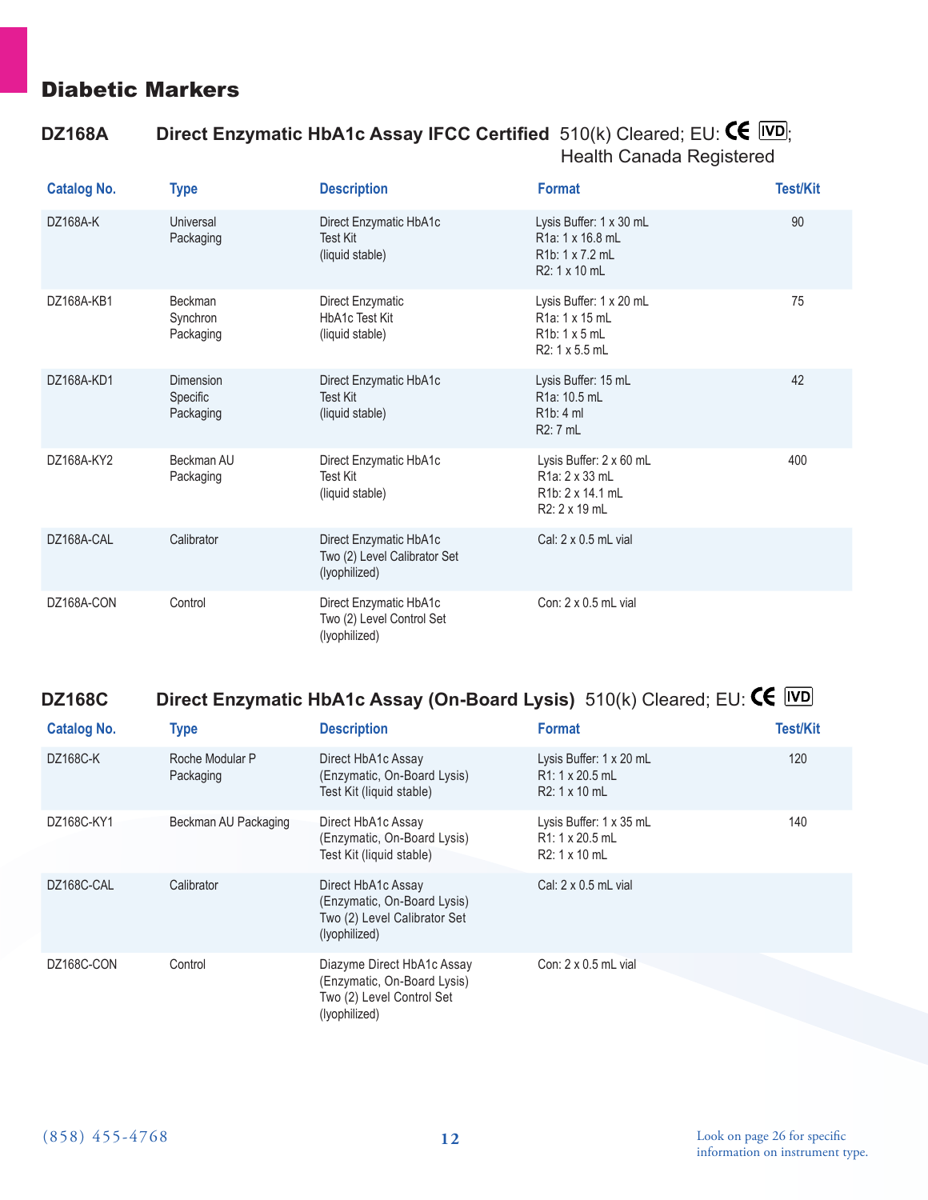# Diabetic Markers

## DZ168A Direct Enzymatic HbA1c Assay IFCC Certified 510(k) Cleared; EU: CE IVD; Health Canada Registered

| Catalog No. | Type | Description | Format | Test/Kit |
|---|---|---|---|---|
| DZ168A-K | Universal Packaging | Direct Enzymatic HbA1c Test Kit (liquid stable) | Lysis Buffer: 1 x 30 mL<br>R1a: 1 x 16.8 mL<br>R1b: 1 x 7.2 mL<br>R2: 1 x 10 mL | 90 |
| DZ168A-KB1 | Beckman Synchron Packaging | Direct Enzymatic HbA1c Test Kit (liquid stable) | Lysis Buffer: 1 x 20 mL<br>R1a: 1 x 15 mL<br>R1b: 1 x 5 mL<br>R2: 1 x 5.5 mL | 75 |
| DZ168A-KD1 | Dimension Specific Packaging | Direct Enzymatic HbA1c Test Kit (liquid stable) | Lysis Buffer: 15 mL<br>R1a: 10.5 mL<br>R1b: 4 ml<br>R2: 7 mL | 42 |
| DZ168A-KY2 | Beckman AU Packaging | Direct Enzymatic HbA1c Test Kit (liquid stable) | Lysis Buffer: 2 x 60 mL<br>R1a: 2 x 33 mL<br>R1b: 2 x 14.1 mL<br>R2: 2 x 19 mL | 400 |
| DZ168A-CAL | Calibrator | Direct Enzymatic HbA1c Two (2) Level Calibrator Set (lyophilized) | Cal: 2 x 0.5 mL vial | |
| DZ168A-CON | Control | Direct Enzymatic HbA1c Two (2) Level Control Set (lyophilized) | Con: 2 x 0.5 mL vial | |

## DZ168C Direct Enzymatic HbA1c Assay (On-Board Lysis) 510(k) Cleared; EU: CE IVD

| Catalog No. | Type | Description | Format | Test/Kit |
|---|---|---|---|---|
| DZ168C-K | Roche Modular P Packaging | Direct HbA1c Assay (Enzymatic, On-Board Lysis) Test Kit (liquid stable) | Lysis Buffer: 1 x 20 mL<br>R1: 1 x 20.5 mL<br>R2: 1 x 10 mL | 120 |
| DZ168C-KY1 | Beckman AU Packaging | Direct HbA1c Assay (Enzymatic, On-Board Lysis) Test Kit (liquid stable) | Lysis Buffer: 1 x 35 mL<br>R1: 1 x 20.5 mL<br>R2: 1 x 10 mL | 140 |
| DZ168C-CAL | Calibrator | Direct HbA1c Assay (Enzymatic, On-Board Lysis) Two (2) Level Calibrator Set (lyophilized) | Cal: 2 x 0.5 mL vial | |
| DZ168C-CON | Control | Diazyme Direct HbA1c Assay (Enzymatic, On-Board Lysis) Two (2) Level Control Set (lyophilized) | Con: 2 x 0.5 mL vial | |

(858) 455-4768

Look on page 26 for specific information on instrument type.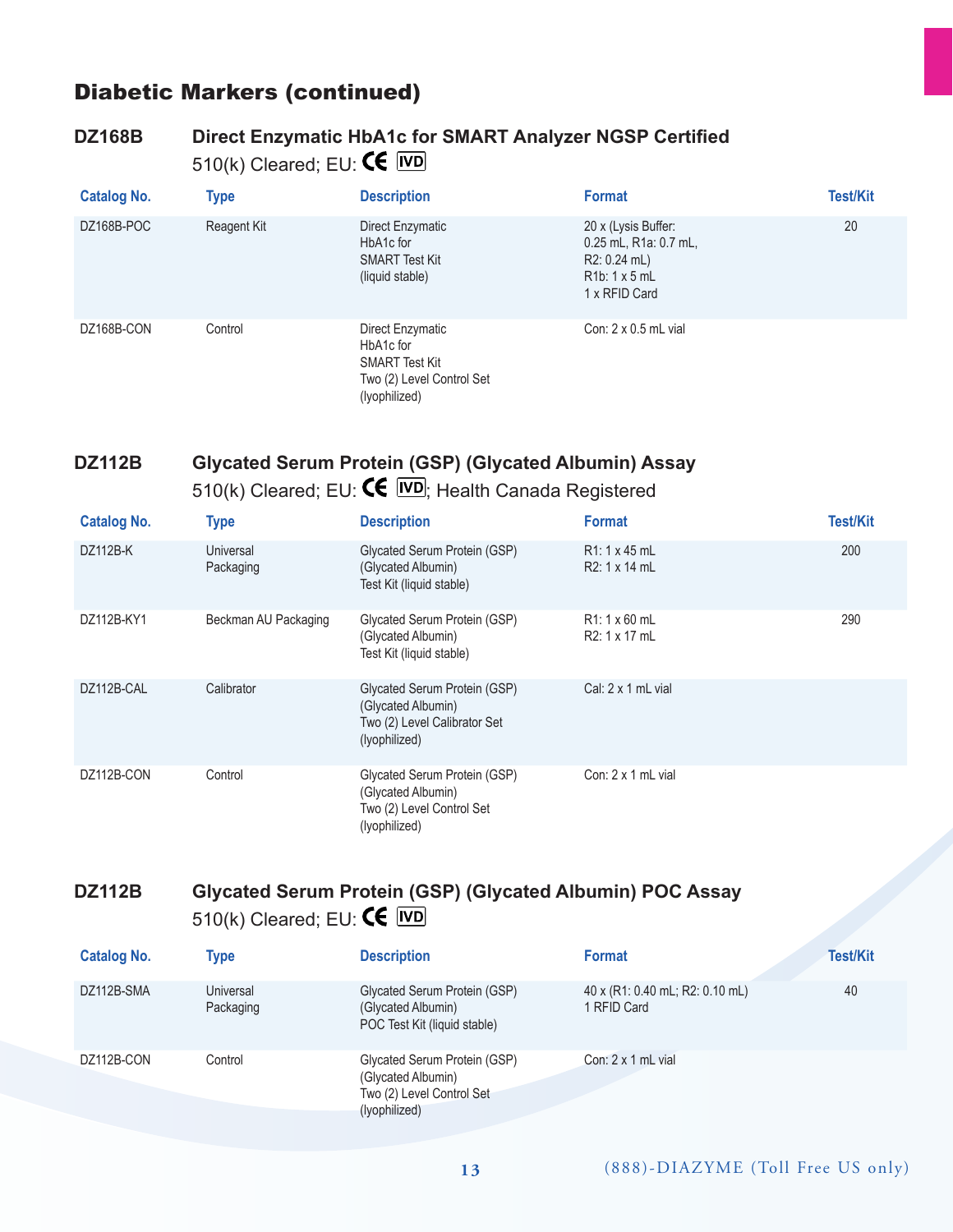## Diabetic Markers (continued)

### DZ168B Direct Enzymatic HbA1c for SMART Analyzer NGSP Certified

510(k) Cleared; EU: CE IVD

| Catalog No. | Type | Description | Format | Test/Kit |
|---|---|---|---|---|
| DZ168B-POC | Reagent Kit | Direct Enzymatic HbA1c for SMART Test Kit (liquid stable) | 20 x (Lysis Buffer: 0.25 mL, R1a: 0.7 mL, R2: 0.24 mL) R1b: 1 x 5 mL 1 x RFID Card | 20 |
| DZ168B-CON | Control | Direct Enzymatic HbA1c for SMART Test Kit Two (2) Level Control Set (lyophilized) | Con: 2 x 0.5 mL vial | |

### DZ112B Glycated Serum Protein (GSP) (Glycated Albumin) Assay

510(k) Cleared; EU: CE IVD; Health Canada Registered

| Catalog No. | Type | Description | Format | Test/Kit |
|---|---|---|---|---|
| DZ112B-K | Universal Packaging | Glycated Serum Protein (GSP) (Glycated Albumin) Test Kit (liquid stable) | R1: 1 x 45 mL R2: 1 x 14 mL | 200 |
| DZ112B-KY1 | Beckman AU Packaging | Glycated Serum Protein (GSP) (Glycated Albumin) Test Kit (liquid stable) | R1: 1 x 60 mL R2: 1 x 17 mL | 290 |
| DZ112B-CAL | Calibrator | Glycated Serum Protein (GSP) (Glycated Albumin) Two (2) Level Calibrator Set (lyophilized) | Cal: 2 x 1 mL vial | |
| DZ112B-CON | Control | Glycated Serum Protein (GSP) (Glycated Albumin) Two (2) Level Control Set (lyophilized) | Con: 2 x 1 mL vial | |

### DZ112B Glycated Serum Protein (GSP) (Glycated Albumin) POC Assay

510(k) Cleared; EU: CE IVD

| Catalog No. | Type | Description | Format | Test/Kit |
|---|---|---|---|---|
| DZ112B-SMA | Universal Packaging | Glycated Serum Protein (GSP) (Glycated Albumin) POC Test Kit (liquid stable) | 40 x (R1: 0.40 mL; R2: 0.10 mL) 1 RFID Card | 40 |
| DZ112B-CON | Control | Glycated Serum Protein (GSP) (Glycated Albumin) Two (2) Level Control Set (lyophilized) | Con: 2 x 1 mL vial | |

(888)-DIAZYME (Toll Free US only)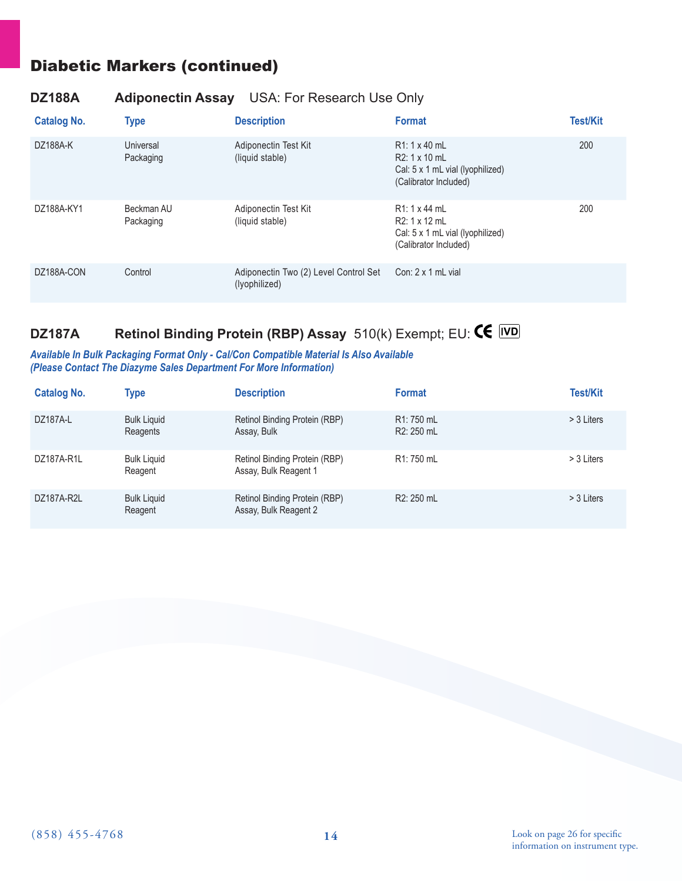# Diabetic Markers (continued)

## DZ188A Adiponectin Assay USA: For Research Use Only

| Catalog No. | Type | Description | Format | Test/Kit |
|---|---|---|---|---|
| DZ188A-K | Universal Packaging | Adiponectin Test Kit (liquid stable) | R1: 1 x 40 mL<br>R2: 1 x 10 mL<br>Cal: 5 x 1 mL vial (lyophilized)<br>(Calibrator Included) | 200 |
| DZ188A-KY1 | Beckman AU Packaging | Adiponectin Test Kit (liquid stable) | R1: 1 x 44 mL<br>R2: 1 x 12 mL<br>Cal: 5 x 1 mL vial (lyophilized)<br>(Calibrator Included) | 200 |
| DZ188A-CON | Control | Adiponectin Two (2) Level Control Set (lyophilized) | Con: 2 x 1 mL vial | |

## DZ187A Retinol Binding Protein (RBP) Assay 510(k) Exempt; EU: CE IVD

***Available In Bulk Packaging Format Only - Cal/Con Compatible Material Is Also Available (Please Contact The Diazyme Sales Department For More Information)***

| Catalog No. | Type | Description | Format | Test/Kit |
|---|---|---|---|---|
| DZ187A-L | Bulk Liquid Reagents | Retinol Binding Protein (RBP) Assay, Bulk | R1: 750 mL<br>R2: 250 mL | > 3 Liters |
| DZ187A-R1L | Bulk Liquid Reagent | Retinol Binding Protein (RBP) Assay, Bulk Reagent 1 | R1: 750 mL | > 3 Liters |
| DZ187A-R2L | Bulk Liquid Reagent | Retinol Binding Protein (RBP) Assay, Bulk Reagent 2 | R2: 250 mL | > 3 Liters |

(858) 455-4768

Look on page 26 for specific information on instrument type.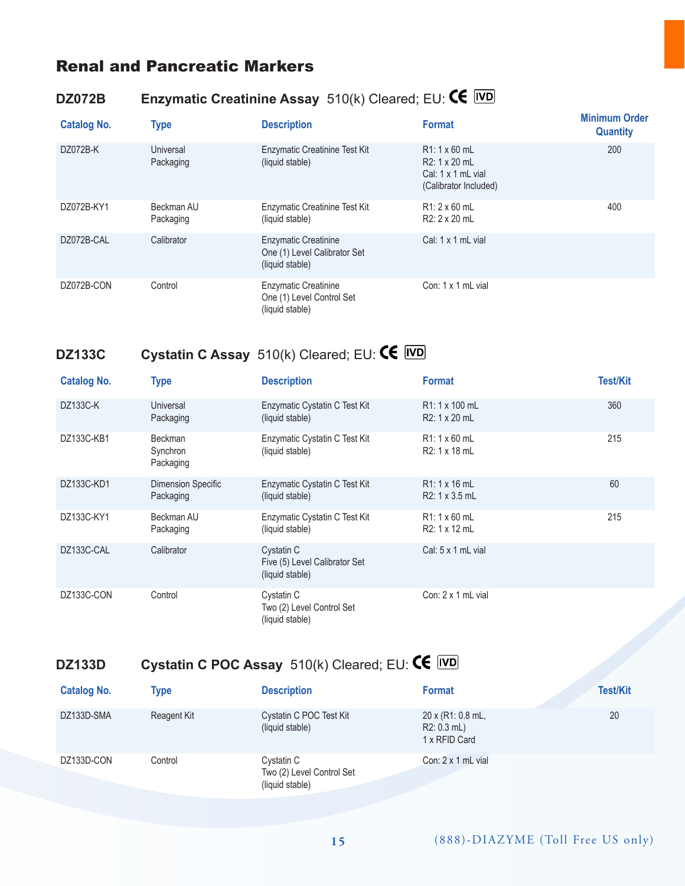# Renal and Pancreatic Markers

## DZ072B Enzymatic Creatinine Assay 510(k) Cleared; EU: CE IVD

| Catalog No. | Type | Description | Format | Minimum Order Quantity |
|---|---|---|---|---|
| DZ072B-K | Universal Packaging | Enzymatic Creatinine Test Kit (liquid stable) | R1: 1 x 60 mL<br>R2: 1 x 20 mL<br>Cal: 1 x 1 mL vial<br>(Calibrator Included) | 200 |
| DZ072B-KY1 | Beckman AU Packaging | Enzymatic Creatinine Test Kit (liquid stable) | R1: 2 x 60 mL<br>R2: 2 x 20 mL | 400 |
| DZ072B-CAL | Calibrator | Enzymatic Creatinine One (1) Level Calibrator Set (liquid stable) | Cal: 1 x 1 mL vial | |
| DZ072B-CON | Control | Enzymatic Creatinine One (1) Level Control Set (liquid stable) | Con: 1 x 1 mL vial | |

## DZ133C Cystatin C Assay 510(k) Cleared; EU: CE IVD

| Catalog No. | Type | Description | Format | Test/Kit |
|---|---|---|---|---|
| DZ133C-K | Universal Packaging | Enzymatic Cystatin C Test Kit (liquid stable) | R1: 1 x 100 mL<br>R2: 1 x 20 mL | 360 |
| DZ133C-KB1 | Beckman Synchron Packaging | Enzymatic Cystatin C Test Kit (liquid stable) | R1: 1 x 60 mL<br>R2: 1 x 18 mL | 215 |
| DZ133C-KD1 | Dimension Specific Packaging | Enzymatic Cystatin C Test Kit (liquid stable) | R1: 1 x 16 mL<br>R2: 1 x 3.5 mL | 60 |
| DZ133C-KY1 | Beckman AU Packaging | Enzymatic Cystatin C Test Kit (liquid stable) | R1: 1 x 60 mL<br>R2: 1 x 12 mL | 215 |
| DZ133C-CAL | Calibrator | Cystatin C Five (5) Level Calibrator Set (liquid stable) | Cal: 5 x 1 mL vial | |
| DZ133C-CON | Control | Cystatin C Two (2) Level Control Set (liquid stable) | Con: 2 x 1 mL vial | |

## DZ133D Cystatin C POC Assay 510(k) Cleared; EU: CE IVD

| Catalog No. | Type | Description | Format | Test/Kit |
|---|---|---|---|---|
| DZ133D-SMA | Reagent Kit | Cystatin C POC Test Kit (liquid stable) | 20 x (R1: 0.8 mL,<br>R2: 0.3 mL)<br>1 x RFID Card | 20 |
| DZ133D-CON | Control | Cystatin C Two (2) Level Control Set (liquid stable) | Con: 2 x 1 mL vial | |

(888)-DIAZYME (Toll Free US only)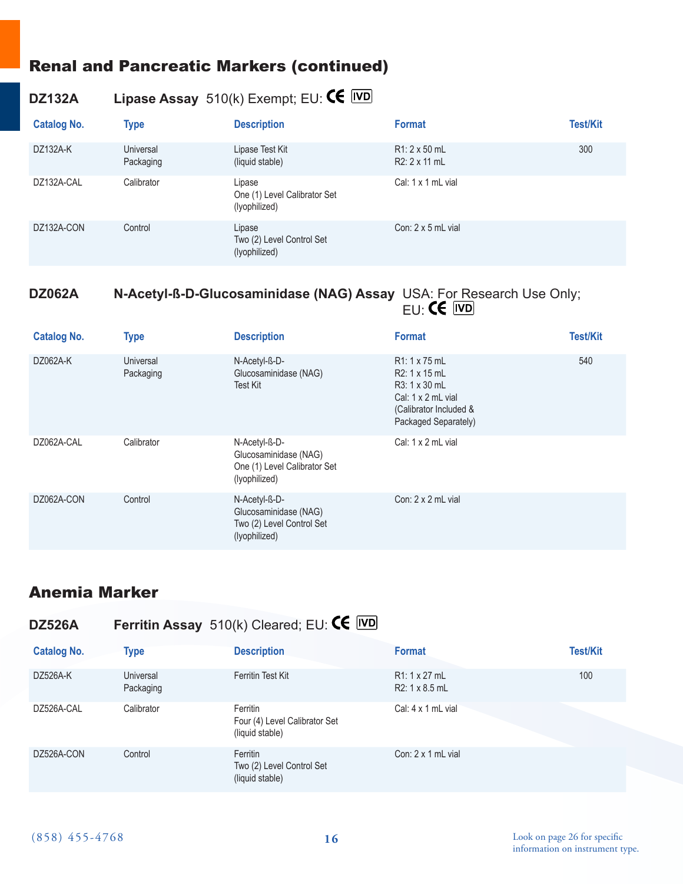## Renal and Pancreatic Markers (continued)

### DZ132A Lipase Assay 510(k) Exempt; EU: CE IVD

| Catalog No. | Type | Description | Format | Test/Kit |
|---|---|---|---|---|
| DZ132A-K | Universal Packaging | Lipase Test Kit (liquid stable) | R1: 2 x 50 mL<br>R2: 2 x 11 mL | 300 |
| DZ132A-CAL | Calibrator | Lipase<br>One (1) Level Calibrator Set (lyophilized) | Cal: 1 x 1 mL vial | |
| DZ132A-CON | Control | Lipase<br>Two (2) Level Control Set (lyophilized) | Con: 2 x 5 mL vial | |

### DZ062A N-Acetyl-ß-D-Glucosaminidase (NAG) Assay USA: For Research Use Only; EU: CE IVD

| Catalog No. | Type | Description | Format | Test/Kit |
|---|---|---|---|---|
| DZ062A-K | Universal Packaging | N-Acetyl-ß-D-Glucosaminidase (NAG) Test Kit | R1: 1 x 75 mL<br>R2: 1 x 15 mL<br>R3: 1 x 30 mL<br>Cal: 1 x 2 mL vial<br>(Calibrator Included & Packaged Separately) | 540 |
| DZ062A-CAL | Calibrator | N-Acetyl-ß-D-Glucosaminidase (NAG)<br>One (1) Level Calibrator Set (lyophilized) | Cal: 1 x 2 mL vial | |
| DZ062A-CON | Control | N-Acetyl-ß-D-Glucosaminidase (NAG)<br>Two (2) Level Control Set (lyophilized) | Con: 2 x 2 mL vial | |

## Anemia Marker

### DZ526A Ferritin Assay 510(k) Cleared; EU: CE IVD

| Catalog No. | Type | Description | Format | Test/Kit |
|---|---|---|---|---|
| DZ526A-K | Universal Packaging | Ferritin Test Kit | R1: 1 x 27 mL<br>R2: 1 x 8.5 mL | 100 |
| DZ526A-CAL | Calibrator | Ferritin<br>Four (4) Level Calibrator Set (liquid stable) | Cal: 4 x 1 mL vial | |
| DZ526A-CON | Control | Ferritin<br>Two (2) Level Control Set (liquid stable) | Con: 2 x 1 mL vial | |

(858) 455-4768

Look on page 26 for specific information on instrument type.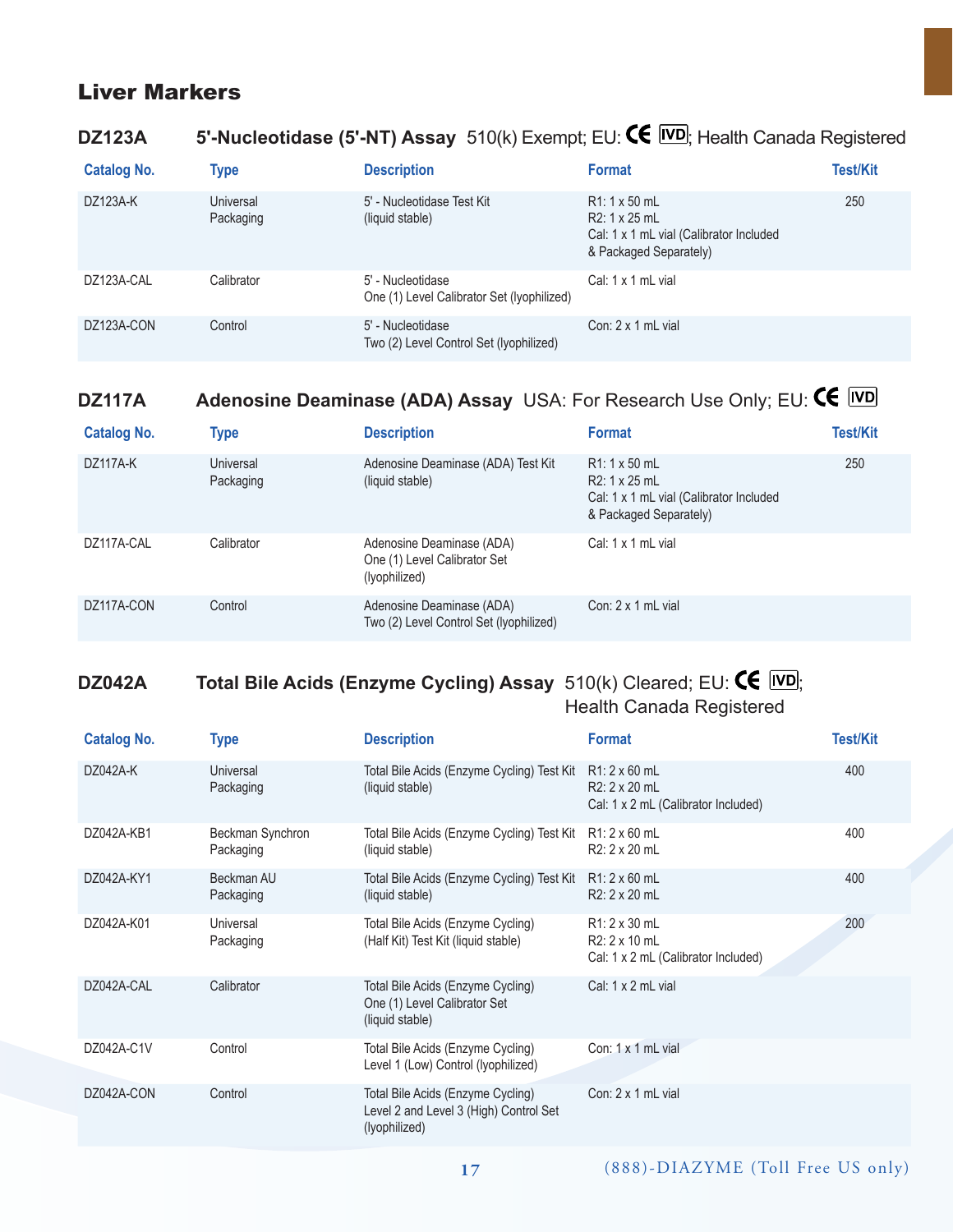# Liver Markers

## DZ123A 5'-Nucleotidase (5'-NT) Assay 510(k) Exempt; EU: CE IVD; Health Canada Registered

| Catalog No. | Type | Description | Format | Test/Kit |
| --- | --- | --- | --- | --- |
| DZ123A-K | Universal Packaging | 5' - Nucleotidase Test Kit (liquid stable) | R1: 1 x 50 mL<br>R2: 1 x 25 mL<br>Cal: 1 x 1 mL vial (Calibrator Included & Packaged Separately) | 250 |
| DZ123A-CAL | Calibrator | 5' - Nucleotidase One (1) Level Calibrator Set (lyophilized) | Cal: 1 x 1 mL vial | |
| DZ123A-CON | Control | 5' - Nucleotidase Two (2) Level Control Set (lyophilized) | Con: 2 x 1 mL vial | |

## DZ117A Adenosine Deaminase (ADA) Assay USA: For Research Use Only; EU: CE IVD

| Catalog No. | Type | Description | Format | Test/Kit |
| --- | --- | --- | --- | --- |
| DZ117A-K | Universal Packaging | Adenosine Deaminase (ADA) Test Kit (liquid stable) | R1: 1 x 50 mL<br>R2: 1 x 25 mL<br>Cal: 1 x 1 mL vial (Calibrator Included & Packaged Separately) | 250 |
| DZ117A-CAL | Calibrator | Adenosine Deaminase (ADA) One (1) Level Calibrator Set (lyophilized) | Cal: 1 x 1 mL vial | |
| DZ117A-CON | Control | Adenosine Deaminase (ADA) Two (2) Level Control Set (lyophilized) | Con: 2 x 1 mL vial | |

## DZ042A Total Bile Acids (Enzyme Cycling) Assay 510(k) Cleared; EU: CE IVD; Health Canada Registered

| Catalog No. | Type | Description | Format | Test/Kit |
| --- | --- | --- | --- | --- |
| DZ042A-K | Universal Packaging | Total Bile Acids (Enzyme Cycling) Test Kit (liquid stable) | R1: 2 x 60 mL<br>R2: 2 x 20 mL<br>Cal: 1 x 2 mL (Calibrator Included) | 400 |
| DZ042A-KB1 | Beckman Synchron Packaging | Total Bile Acids (Enzyme Cycling) Test Kit (liquid stable) | R1: 2 x 60 mL<br>R2: 2 x 20 mL | 400 |
| DZ042A-KY1 | Beckman AU Packaging | Total Bile Acids (Enzyme Cycling) Test Kit (liquid stable) | R1: 2 x 60 mL<br>R2: 2 x 20 mL | 400 |
| DZ042A-K01 | Universal Packaging | Total Bile Acids (Enzyme Cycling) (Half Kit) Test Kit (liquid stable) | R1: 2 x 30 mL<br>R2: 2 x 10 mL<br>Cal: 1 x 2 mL (Calibrator Included) | 200 |
| DZ042A-CAL | Calibrator | Total Bile Acids (Enzyme Cycling) One (1) Level Calibrator Set (liquid stable) | Cal: 1 x 2 mL vial | |
| DZ042A-C1V | Control | Total Bile Acids (Enzyme Cycling) Level 1 (Low) Control (lyophilized) | Con: 1 x 1 mL vial | |
| DZ042A-CON | Control | Total Bile Acids (Enzyme Cycling) Level 2 and Level 3 (High) Control Set (lyophilized) | Con: 2 x 1 mL vial | |

(888)-DIAZYME (Toll Free US only)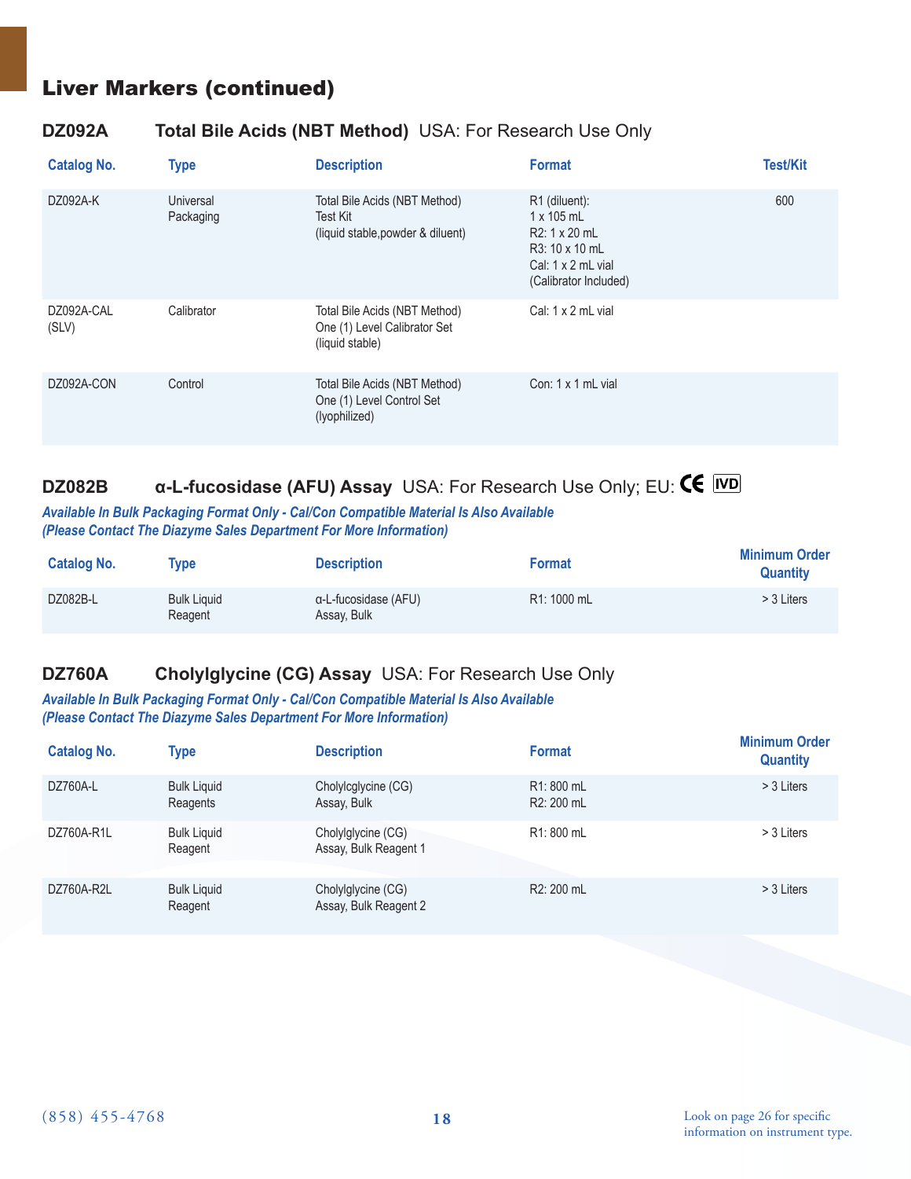## Liver Markers (continued)

### DZ092A Total Bile Acids (NBT Method) USA: For Research Use Only

| Catalog No. | Type | Description | Format | Test/Kit |
|---|---|---|---|---|
| DZ092A-K | Universal Packaging | Total Bile Acids (NBT Method) Test Kit (liquid stable,powder & diluent) | R1 (diluent): 1 x 105 mL R2: 1 x 20 mL R3: 10 x 10 mL Cal: 1 x 2 mL vial (Calibrator Included) | 600 |
| DZ092A-CAL (SLV) | Calibrator | Total Bile Acids (NBT Method) One (1) Level Calibrator Set (liquid stable) | Cal: 1 x 2 mL vial | |
| DZ092A-CON | Control | Total Bile Acids (NBT Method) One (1) Level Control Set (lyophilized) | Con: 1 x 1 mL vial | |

### DZ082B α-L-fucosidase (AFU) Assay USA: For Research Use Only; EU: CE IVD

***Available In Bulk Packaging Format Only - Cal/Con Compatible Material Is Also Available (Please Contact The Diazyme Sales Department For More Information)***

| Catalog No. | Type | Description | Format | Minimum Order Quantity |
|---|---|---|---|---|
| DZ082B-L | Bulk Liquid Reagent | α-L-fucosidase (AFU) Assay, Bulk | R1: 1000 mL | > 3 Liters |

### DZ760A Cholylglycine (CG) Assay USA: For Research Use Only

***Available In Bulk Packaging Format Only - Cal/Con Compatible Material Is Also Available (Please Contact The Diazyme Sales Department For More Information)***

| Catalog No. | Type | Description | Format | Minimum Order Quantity |
|---|---|---|---|---|
| DZ760A-L | Bulk Liquid Reagents | Cholylcglycine (CG) Assay, Bulk | R1: 800 mL R2: 200 mL | > 3 Liters |
| DZ760A-R1L | Bulk Liquid Reagent | Cholylglycine (CG) Assay, Bulk Reagent 1 | R1: 800 mL | > 3 Liters |
| DZ760A-R2L | Bulk Liquid Reagent | Cholylglycine (CG) Assay, Bulk Reagent 2 | R2: 200 mL | > 3 Liters |

(858) 455-4768

Look on page 26 for specific information on instrument type.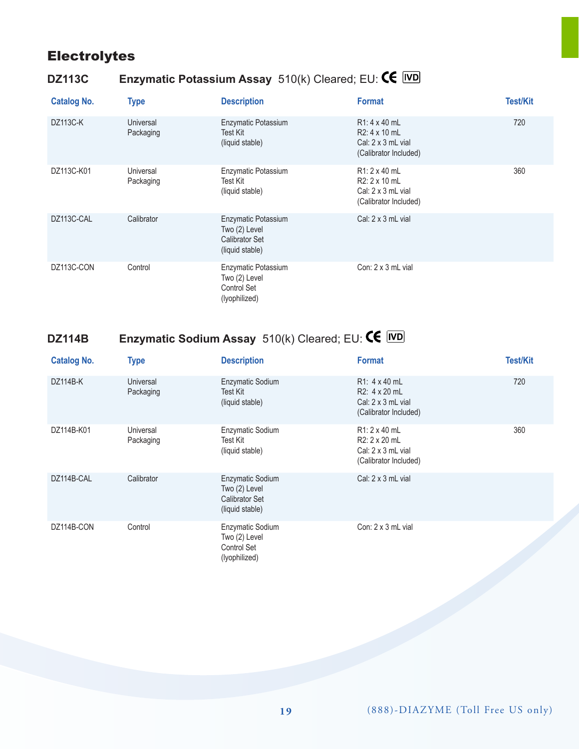# Electrolytes

## DZ113C Enzymatic Potassium Assay 510(k) Cleared; EU: CE IVD

| Catalog No. | Type | Description | Format | Test/Kit |
|---|---|---|---|---|
| DZ113C-K | Universal Packaging | Enzymatic Potassium Test Kit (liquid stable) | R1: 4 x 40 mL<br>R2: 4 x 10 mL<br>Cal: 2 x 3 mL vial<br>(Calibrator Included) | 720 |
| DZ113C-K01 | Universal Packaging | Enzymatic Potassium Test Kit (liquid stable) | R1: 2 x 40 mL<br>R2: 2 x 10 mL<br>Cal: 2 x 3 mL vial<br>(Calibrator Included) | 360 |
| DZ113C-CAL | Calibrator | Enzymatic Potassium Two (2) Level Calibrator Set (liquid stable) | Cal: 2 x 3 mL vial | |
| DZ113C-CON | Control | Enzymatic Potassium Two (2) Level Control Set (lyophilized) | Con: 2 x 3 mL vial | |

## DZ114B Enzymatic Sodium Assay 510(k) Cleared; EU: CE IVD

| Catalog No. | Type | Description | Format | Test/Kit |
|---|---|---|---|---|
| DZ114B-K | Universal Packaging | Enzymatic Sodium Test Kit (liquid stable) | R1: 4 x 40 mL<br>R2: 4 x 20 mL<br>Cal: 2 x 3 mL vial<br>(Calibrator Included) | 720 |
| DZ114B-K01 | Universal Packaging | Enzymatic Sodium Test Kit (liquid stable) | R1: 2 x 40 mL<br>R2: 2 x 20 mL<br>Cal: 2 x 3 mL vial<br>(Calibrator Included) | 360 |
| DZ114B-CAL | Calibrator | Enzymatic Sodium Two (2) Level Calibrator Set (liquid stable) | Cal: 2 x 3 mL vial | |
| DZ114B-CON | Control | Enzymatic Sodium Two (2) Level Control Set (lyophilized) | Con: 2 x 3 mL vial | |

(888)-DIAZYME (Toll Free US only)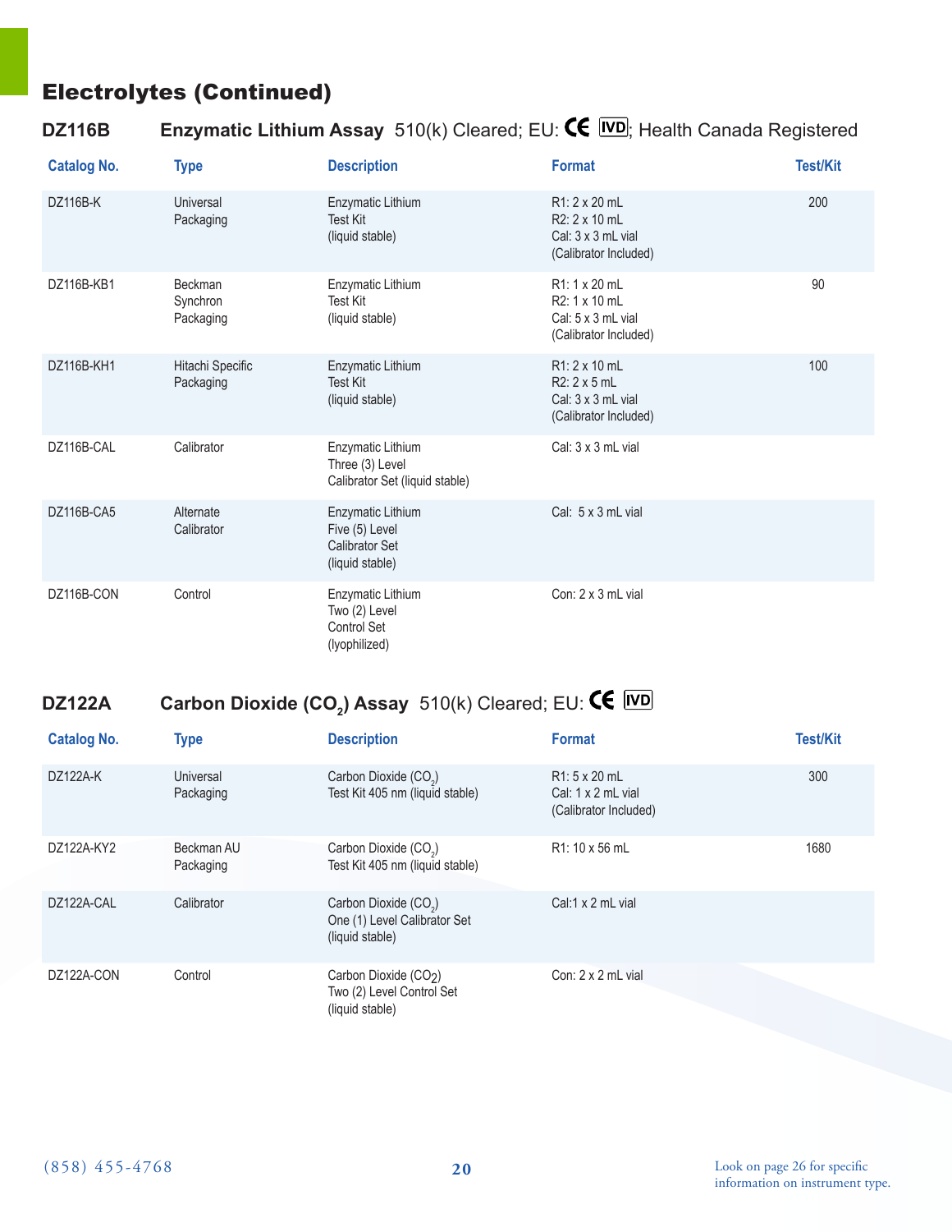# Electrolytes (Continued)

## DZ116B — Enzymatic Lithium Assay 510(k) Cleared; EU: CE IVD; Health Canada Registered

| Catalog No. | Type | Description | Format | Test/Kit |
|---|---|---|---|---|
| DZ116B-K | Universal Packaging | Enzymatic Lithium Test Kit (liquid stable) | R1: 2 x 20 mL<br>R2: 2 x 10 mL<br>Cal: 3 x 3 mL vial<br>(Calibrator Included) | 200 |
| DZ116B-KB1 | Beckman Synchron Packaging | Enzymatic Lithium Test Kit (liquid stable) | R1: 1 x 20 mL<br>R2: 1 x 10 mL<br>Cal: 5 x 3 mL vial<br>(Calibrator Included) | 90 |
| DZ116B-KH1 | Hitachi Specific Packaging | Enzymatic Lithium Test Kit (liquid stable) | R1: 2 x 10 mL<br>R2: 2 x 5 mL<br>Cal: 3 x 3 mL vial<br>(Calibrator Included) | 100 |
| DZ116B-CAL | Calibrator | Enzymatic Lithium Three (3) Level Calibrator Set (liquid stable) | Cal: 3 x 3 mL vial | |
| DZ116B-CA5 | Alternate Calibrator | Enzymatic Lithium Five (5) Level Calibrator Set (liquid stable) | Cal: 5 x 3 mL vial | |
| DZ116B-CON | Control | Enzymatic Lithium Two (2) Level Control Set (lyophilized) | Con: 2 x 3 mL vial | |

## DZ122A — Carbon Dioxide ($CO_2$) Assay 510(k) Cleared; EU: CE IVD

| Catalog No. | Type | Description | Format | Test/Kit |
|---|---|---|---|---|
| DZ122A-K | Universal Packaging | Carbon Dioxide ($CO_2$) Test Kit 405 nm (liquid stable) | R1: 5 x 20 mL<br>Cal: 1 x 2 mL vial<br>(Calibrator Included) | 300 |
| DZ122A-KY2 | Beckman AU Packaging | Carbon Dioxide ($CO_2$) Test Kit 405 nm (liquid stable) | R1: 10 x 56 mL | 1680 |
| DZ122A-CAL | Calibrator | Carbon Dioxide ($CO_2$) One (1) Level Calibrator Set (liquid stable) | Cal:1 x 2 mL vial | |
| DZ122A-CON | Control | Carbon Dioxide ($CO_2$) Two (2) Level Control Set (liquid stable) | Con: 2 x 2 mL vial | |

(858) 455-4768

Look on page 26 for specific information on instrument type.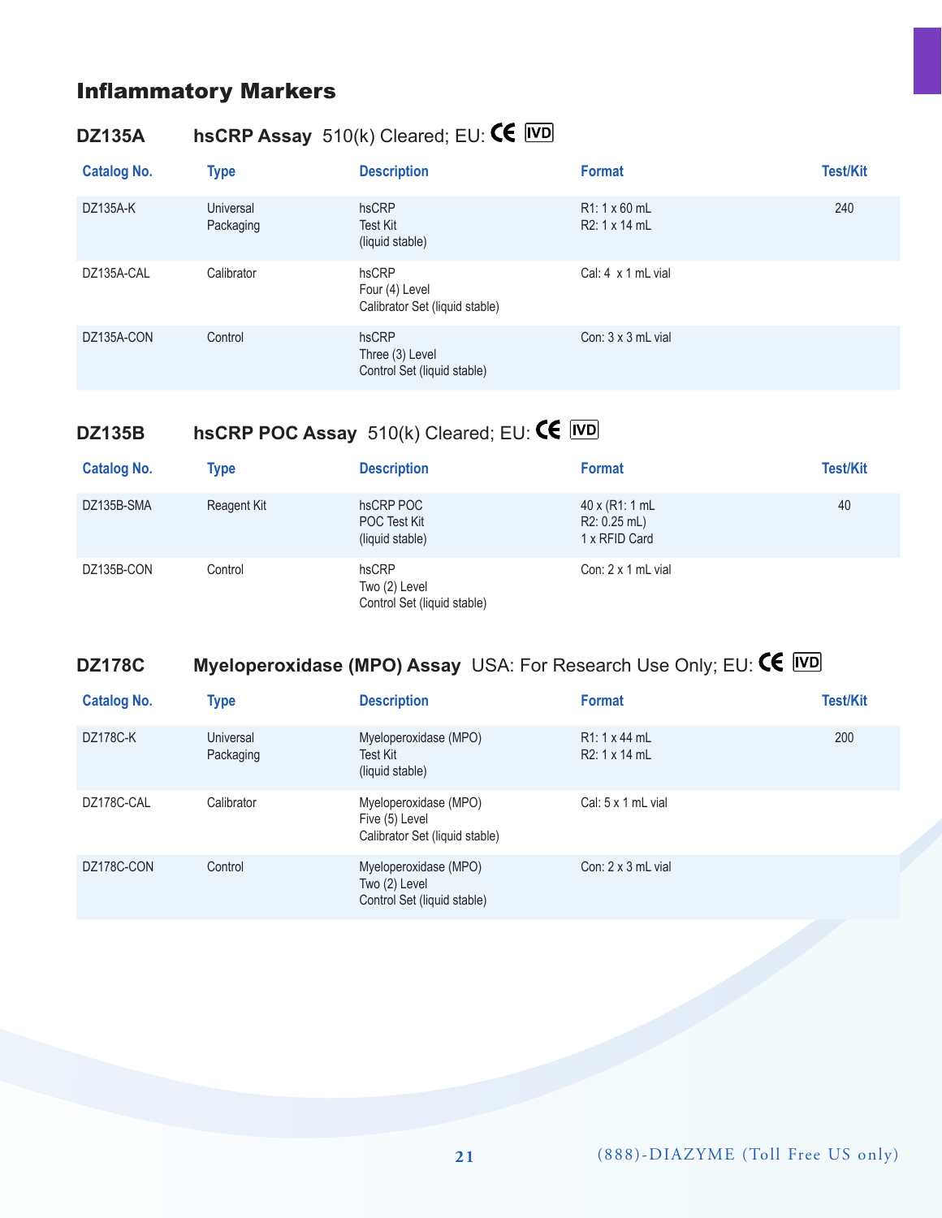# Inflammatory Markers

## DZ135A **hsCRP Assay** 510(k) Cleared; EU: CE IVD

| Catalog No. | Type | Description | Format | Test/Kit |
|---|---|---|---|---|
| DZ135A-K | Universal Packaging | hsCRP Test Kit (liquid stable) | R1: 1 x 60 mL R2: 1 x 14 mL | 240 |
| DZ135A-CAL | Calibrator | hsCRP Four (4) Level Calibrator Set (liquid stable) | Cal: 4 x 1 mL vial | |
| DZ135A-CON | Control | hsCRP Three (3) Level Control Set (liquid stable) | Con: 3 x 3 mL vial | |

## DZ135B **hsCRP POC Assay** 510(k) Cleared; EU: CE IVD

| Catalog No. | Type | Description | Format | Test/Kit |
|---|---|---|---|---|
| DZ135B-SMA | Reagent Kit | hsCRP POC POC Test Kit (liquid stable) | 40 x (R1: 1 mL R2: 0.25 mL) 1 x RFID Card | 40 |
| DZ135B-CON | Control | hsCRP Two (2) Level Control Set (liquid stable) | Con: 2 x 1 mL vial | |

## DZ178C **Myeloperoxidase (MPO) Assay** USA: For Research Use Only; EU: CE IVD

| Catalog No. | Type | Description | Format | Test/Kit |
|---|---|---|---|---|
| DZ178C-K | Universal Packaging | Myeloperoxidase (MPO) Test Kit (liquid stable) | R1: 1 x 44 mL R2: 1 x 14 mL | 200 |
| DZ178C-CAL | Calibrator | Myeloperoxidase (MPO) Five (5) Level Calibrator Set (liquid stable) | Cal: 5 x 1 mL vial | |
| DZ178C-CON | Control | Myeloperoxidase (MPO) Two (2) Level Control Set (liquid stable) | Con: 2 x 3 mL vial | |

(888)-DIAZYME (Toll Free US only)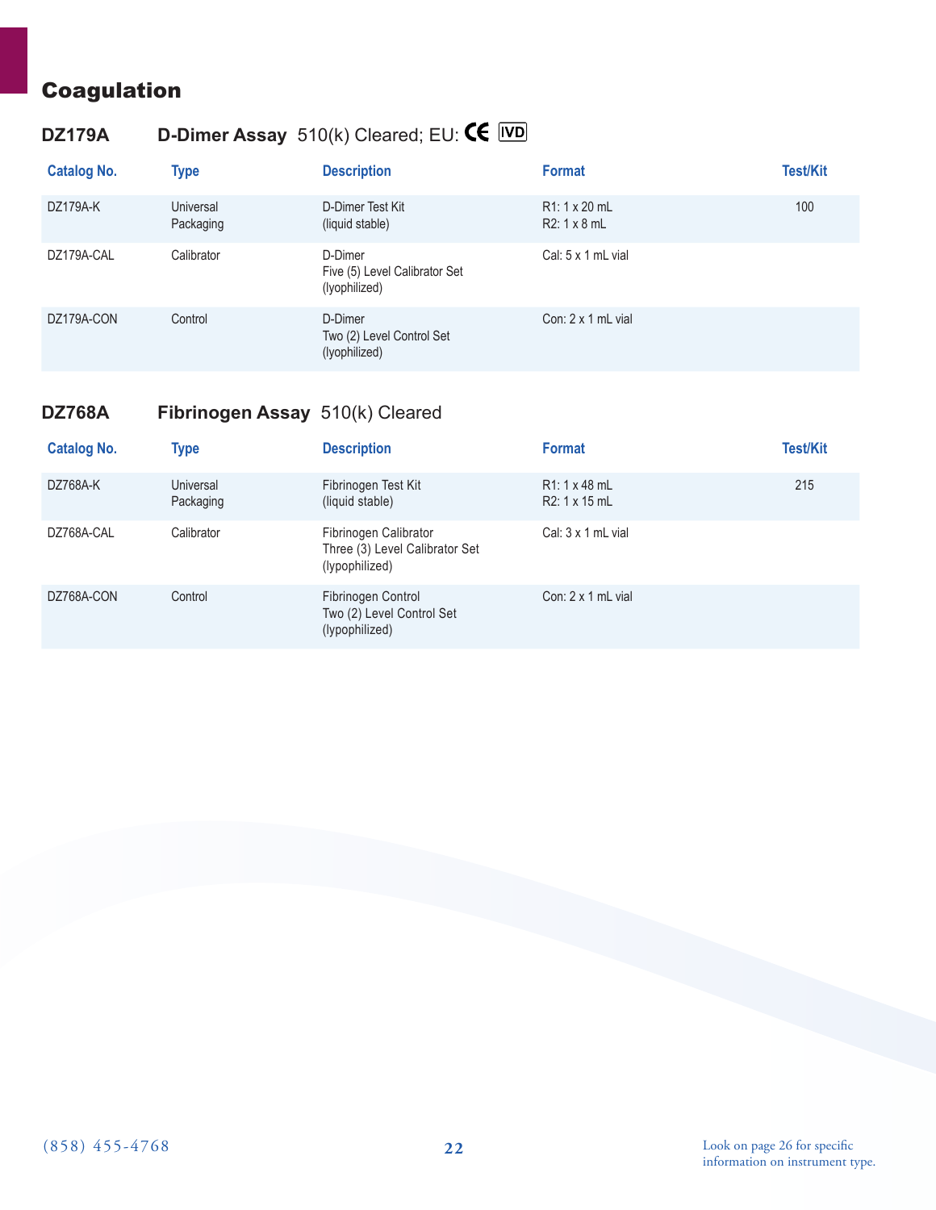# Coagulation

## DZ179A D-Dimer Assay 510(k) Cleared; EU: CE IVD

| Catalog No. | Type | Description | Format | Test/Kit |
|---|---|---|---|---|
| DZ179A-K | Universal Packaging | D-Dimer Test Kit (liquid stable) | R1: 1 x 20 mL<br>R2: 1 x 8 mL | 100 |
| DZ179A-CAL | Calibrator | D-Dimer Five (5) Level Calibrator Set (lyophilized) | Cal: 5 x 1 mL vial | |
| DZ179A-CON | Control | D-Dimer Two (2) Level Control Set (lyophilized) | Con: 2 x 1 mL vial | |

## DZ768A Fibrinogen Assay 510(k) Cleared

| Catalog No. | Type | Description | Format | Test/Kit |
|---|---|---|---|---|
| DZ768A-K | Universal Packaging | Fibrinogen Test Kit (liquid stable) | R1: 1 x 48 mL<br>R2: 1 x 15 mL | 215 |
| DZ768A-CAL | Calibrator | Fibrinogen Calibrator Three (3) Level Calibrator Set (lypophilized) | Cal: 3 x 1 mL vial | |
| DZ768A-CON | Control | Fibrinogen Control Two (2) Level Control Set (lypophilized) | Con: 2 x 1 mL vial | |

(858) 455-4768

Look on page 26 for specific information on instrument type.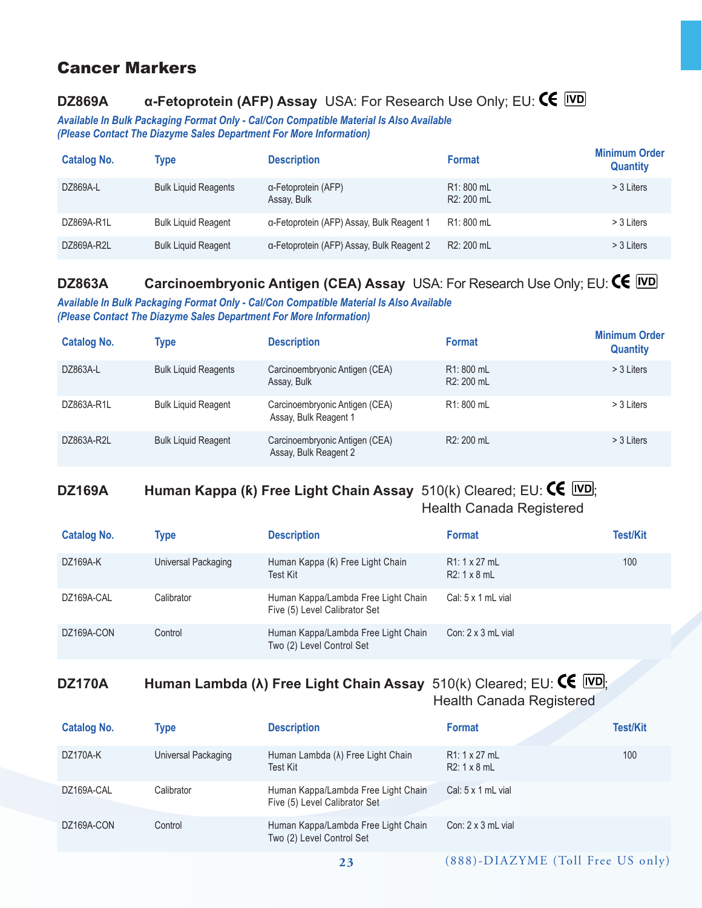## Cancer Markers

### DZ869A α-Fetoprotein (AFP) Assay USA: For Research Use Only; EU: CE IVD

*Available In Bulk Packaging Format Only - Cal/Con Compatible Material Is Also Available (Please Contact The Diazyme Sales Department For More Information)*

| Catalog No. | Type | Description | Format | Minimum Order Quantity |
|---|---|---|---|---|
| DZ869A-L | Bulk Liquid Reagents | α-Fetoprotein (AFP) Assay, Bulk | R1: 800 mL<br>R2: 200 mL | > 3 Liters |
| DZ869A-R1L | Bulk Liquid Reagent | α-Fetoprotein (AFP) Assay, Bulk Reagent 1 | R1: 800 mL | > 3 Liters |
| DZ869A-R2L | Bulk Liquid Reagent | α-Fetoprotein (AFP) Assay, Bulk Reagent 2 | R2: 200 mL | > 3 Liters |

### DZ863A Carcinoembryonic Antigen (CEA) Assay USA: For Research Use Only; EU: CE IVD

*Available In Bulk Packaging Format Only - Cal/Con Compatible Material Is Also Available (Please Contact The Diazyme Sales Department For More Information)*

| Catalog No. | Type | Description | Format | Minimum Order Quantity |
|---|---|---|---|---|
| DZ863A-L | Bulk Liquid Reagents | Carcinoembryonic Antigen (CEA) Assay, Bulk | R1: 800 mL<br>R2: 200 mL | > 3 Liters |
| DZ863A-R1L | Bulk Liquid Reagent | Carcinoembryonic Antigen (CEA) Assay, Bulk Reagent 1 | R1: 800 mL | > 3 Liters |
| DZ863A-R2L | Bulk Liquid Reagent | Carcinoembryonic Antigen (CEA) Assay, Bulk Reagent 2 | R2: 200 mL | > 3 Liters |

### DZ169A Human Kappa (ƙ) Free Light Chain Assay 510(k) Cleared; EU: CE IVD; Health Canada Registered

| Catalog No. | Type | Description | Format | Test/Kit |
|---|---|---|---|---|
| DZ169A-K | Universal Packaging | Human Kappa (ƙ) Free Light Chain Test Kit | R1: 1 x 27 mL<br>R2: 1 x 8 mL | 100 |
| DZ169A-CAL | Calibrator | Human Kappa/Lambda Free Light Chain Five (5) Level Calibrator Set | Cal: 5 x 1 mL vial | |
| DZ169A-CON | Control | Human Kappa/Lambda Free Light Chain Two (2) Level Control Set | Con: 2 x 3 mL vial | |

### DZ170A Human Lambda (λ) Free Light Chain Assay 510(k) Cleared; EU: CE IVD; Health Canada Registered

| Catalog No. | Type | Description | Format | Test/Kit |
|---|---|---|---|---|
| DZ170A-K | Universal Packaging | Human Lambda (λ) Free Light Chain Test Kit | R1: 1 x 27 mL<br>R2: 1 x 8 mL | 100 |
| DZ169A-CAL | Calibrator | Human Kappa/Lambda Free Light Chain Five (5) Level Calibrator Set | Cal: 5 x 1 mL vial | |
| DZ169A-CON | Control | Human Kappa/Lambda Free Light Chain Two (2) Level Control Set | Con: 2 x 3 mL vial | |

(888)-DIAZYME (Toll Free US only)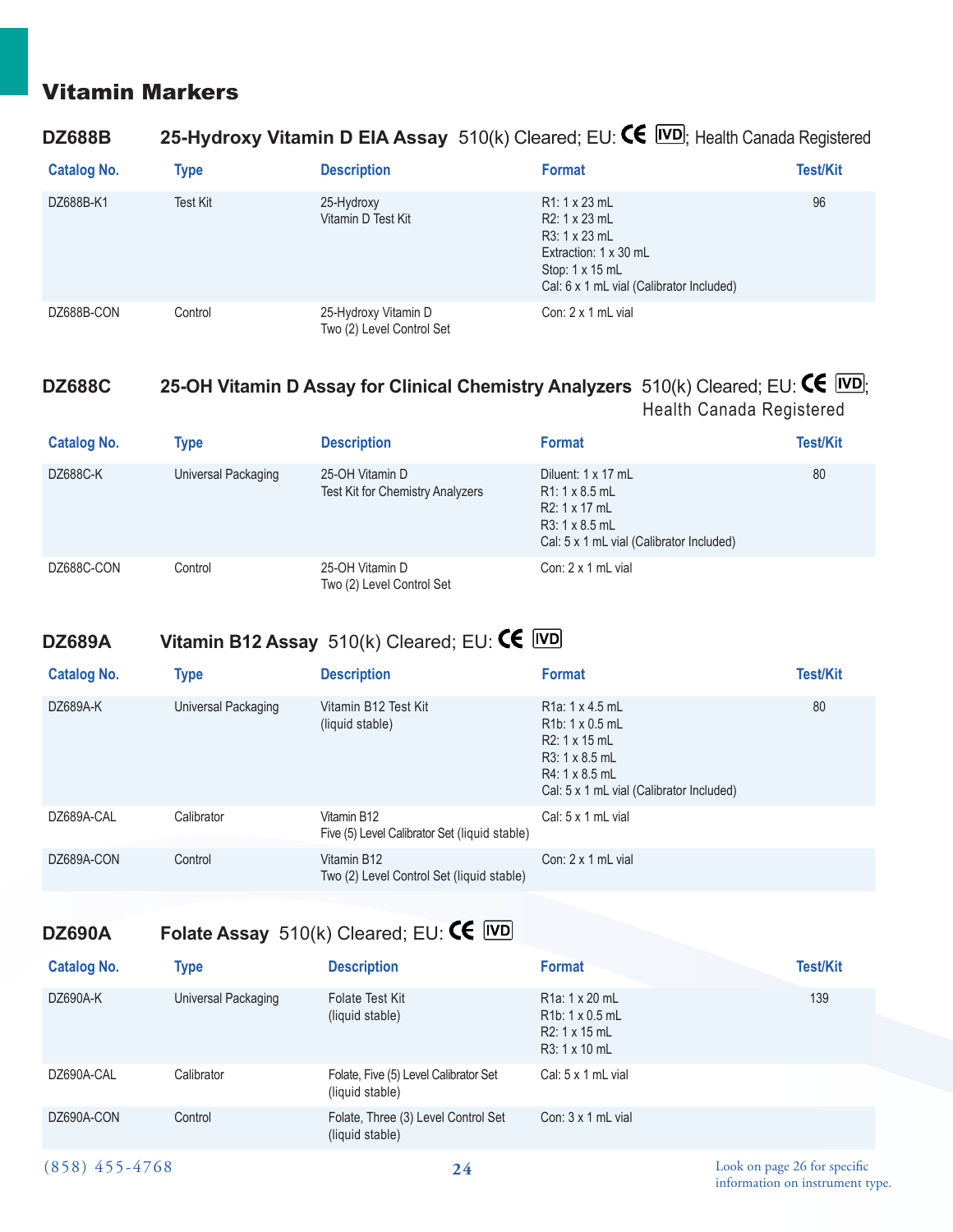# Vitamin Markers

## DZ688B 25-Hydroxy Vitamin D EIA Assay 510(k) Cleared; EU: CE IVD; Health Canada Registered

| Catalog No. | Type | Description | Format | Test/Kit |
|---|---|---|---|---|
| DZ688B-K1 | Test Kit | 25-Hydroxy Vitamin D Test Kit | R1: 1 x 23 mL<br>R2: 1 x 23 mL<br>R3: 1 x 23 mL<br>Extraction: 1 x 30 mL<br>Stop: 1 x 15 mL<br>Cal: 6 x 1 mL vial (Calibrator Included) | 96 |
| DZ688B-CON | Control | 25-Hydroxy Vitamin D Two (2) Level Control Set | Con: 2 x 1 mL vial | |

## DZ688C 25-OH Vitamin D Assay for Clinical Chemistry Analyzers 510(k) Cleared; EU: CE IVD; Health Canada Registered

| Catalog No. | Type | Description | Format | Test/Kit |
|---|---|---|---|---|
| DZ688C-K | Universal Packaging | 25-OH Vitamin D Test Kit for Chemistry Analyzers | Diluent: 1 x 17 mL<br>R1: 1 x 8.5 mL<br>R2: 1 x 17 mL<br>R3: 1 x 8.5 mL<br>Cal: 5 x 1 mL vial (Calibrator Included) | 80 |
| DZ688C-CON | Control | 25-OH Vitamin D Two (2) Level Control Set | Con: 2 x 1 mL vial | |

## DZ689A Vitamin B12 Assay 510(k) Cleared; EU: CE IVD

| Catalog No. | Type | Description | Format | Test/Kit |
|---|---|---|---|---|
| DZ689A-K | Universal Packaging | Vitamin B12 Test Kit (liquid stable) | R1a: 1 x 4.5 mL<br>R1b: 1 x 0.5 mL<br>R2: 1 x 15 mL<br>R3: 1 x 8.5 mL<br>R4: 1 x 8.5 mL<br>Cal: 5 x 1 mL vial (Calibrator Included) | 80 |
| DZ689A-CAL | Calibrator | Vitamin B12 Five (5) Level Calibrator Set (liquid stable) | Cal: 5 x 1 mL vial | |
| DZ689A-CON | Control | Vitamin B12 Two (2) Level Control Set (liquid stable) | Con: 2 x 1 mL vial | |

## DZ690A Folate Assay 510(k) Cleared; EU: CE IVD

| Catalog No. | Type | Description | Format | Test/Kit |
|---|---|---|---|---|
| DZ690A-K | Universal Packaging | Folate Test Kit (liquid stable) | R1a: 1 x 20 mL<br>R1b: 1 x 0.5 mL<br>R2: 1 x 15 mL<br>R3: 1 x 10 mL | 139 |
| DZ690A-CAL | Calibrator | Folate, Five (5) Level Calibrator Set (liquid stable) | Cal: 5 x 1 mL vial | |
| DZ690A-CON | Control | Folate, Three (3) Level Control Set (liquid stable) | Con: 3 x 1 mL vial | |

(858) 455-4768

Look on page 26 for specific information on instrument type.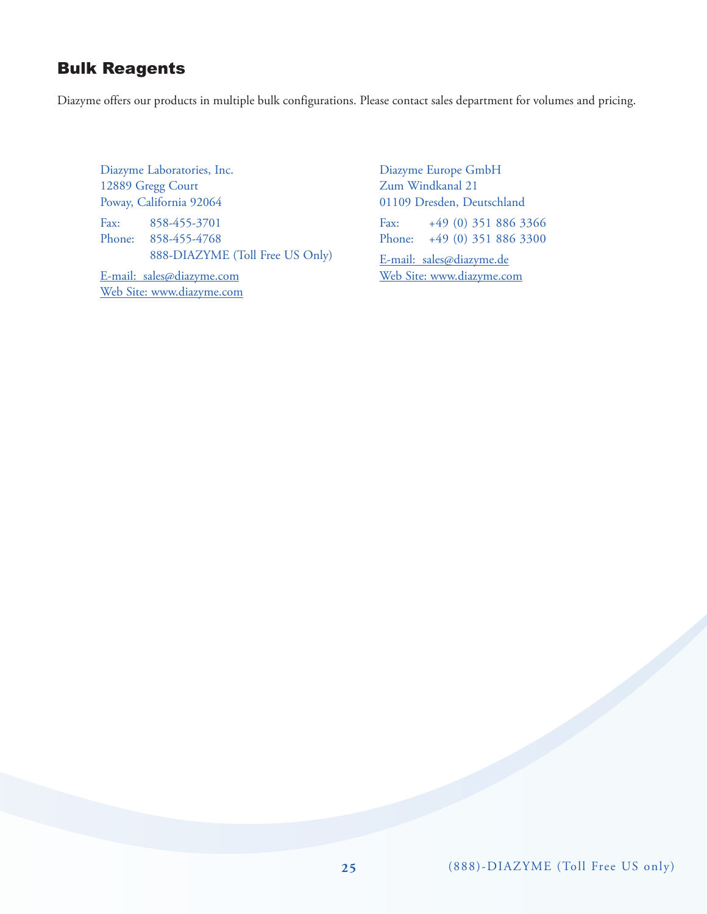## Bulk Reagents

Diazyme offers our products in multiple bulk configurations. Please contact sales department for volumes and pricing.

Diazyme Laboratories, Inc.
12889 Gregg Court
Poway, California 92064

Fax: 858-455-3701
Phone: 858-455-4768
888-DIAZYME (Toll Free US Only)

E-mail: sales@diazyme.com
Web Site: www.diazyme.com

Diazyme Europe GmbH
Zum Windkanal 21
01109 Dresden, Deutschland

Fax: +49 (0) 351 886 3366
Phone: +49 (0) 351 886 3300

E-mail: sales@diazyme.de
Web Site: www.diazyme.com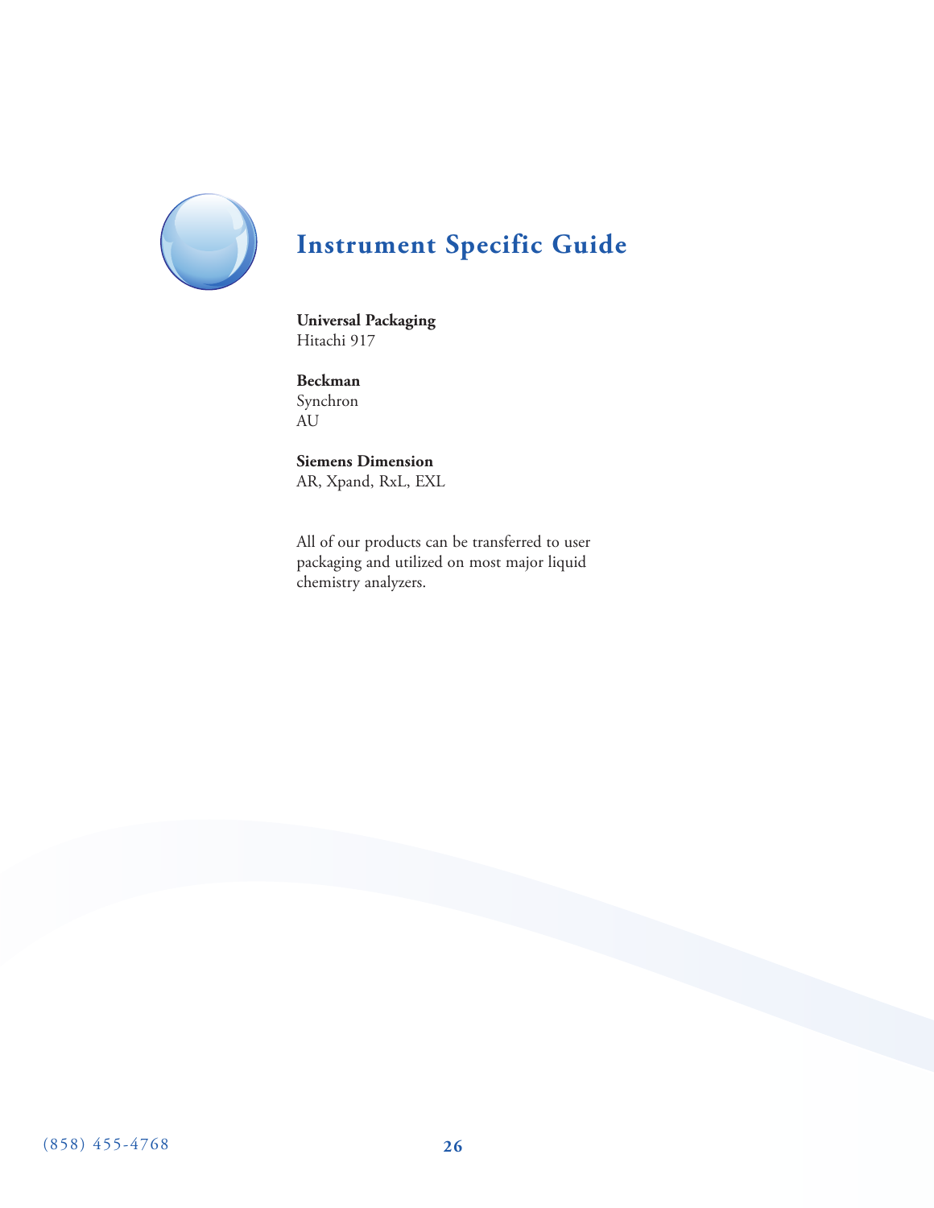# Instrument Specific Guide

**Universal Packaging**
Hitachi 917

**Beckman**
Synchron
AU

**Siemens Dimension**
AR, Xpand, RxL, EXL

All of our products can be transferred to user packaging and utilized on most major liquid chemistry analyzers.

(858) 455-4768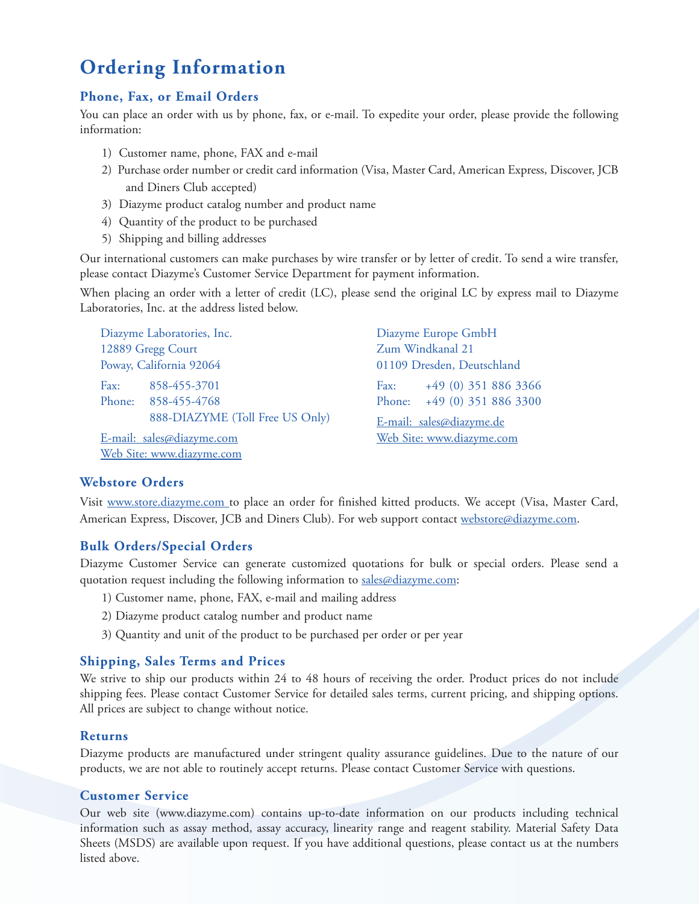# Ordering Information

## Phone, Fax, or Email Orders

You can place an order with us by phone, fax, or e-mail. To expedite your order, please provide the following information:

1) Customer name, phone, FAX and e-mail
2) Purchase order number or credit card information (Visa, Master Card, American Express, Discover, JCB and Diners Club accepted)
3) Diazyme product catalog number and product name
4) Quantity of the product to be purchased
5) Shipping and billing addresses

Our international customers can make purchases by wire transfer or by letter of credit. To send a wire transfer, please contact Diazyme's Customer Service Department for payment information.

When placing an order with a letter of credit (LC), please send the original LC by express mail to Diazyme Laboratories, Inc. at the address listed below.

Diazyme Laboratories, Inc.
12889 Gregg Court
Poway, California 92064

Fax: 858-455-3701
Phone: 858-455-4768
888-DIAZYME (Toll Free US Only)

E-mail: sales@diazyme.com
Web Site: www.diazyme.com

Diazyme Europe GmbH
Zum Windkanal 21
01109 Dresden, Deutschland

Fax: +49 (0) 351 886 3366
Phone: +49 (0) 351 886 3300

E-mail: sales@diazyme.de
Web Site: www.diazyme.com

## Webstore Orders

Visit www.store.diazyme.com to place an order for finished kitted products. We accept (Visa, Master Card, American Express, Discover, JCB and Diners Club). For web support contact webstore@diazyme.com.

## Bulk Orders/Special Orders

Diazyme Customer Service can generate customized quotations for bulk or special orders. Please send a quotation request including the following information to sales@diazyme.com:

1) Customer name, phone, FAX, e-mail and mailing address
2) Diazyme product catalog number and product name
3) Quantity and unit of the product to be purchased per order or per year

## Shipping, Sales Terms and Prices

We strive to ship our products within 24 to 48 hours of receiving the order. Product prices do not include shipping fees. Please contact Customer Service for detailed sales terms, current pricing, and shipping options. All prices are subject to change without notice.

## Returns

Diazyme products are manufactured under stringent quality assurance guidelines. Due to the nature of our products, we are not able to routinely accept returns. Please contact Customer Service with questions.

## Customer Service

Our web site (www.diazyme.com) contains up-to-date information on our products including technical information such as assay method, assay accuracy, linearity range and reagent stability. Material Safety Data Sheets (MSDS) are available upon request. If you have additional questions, please contact us at the numbers listed above.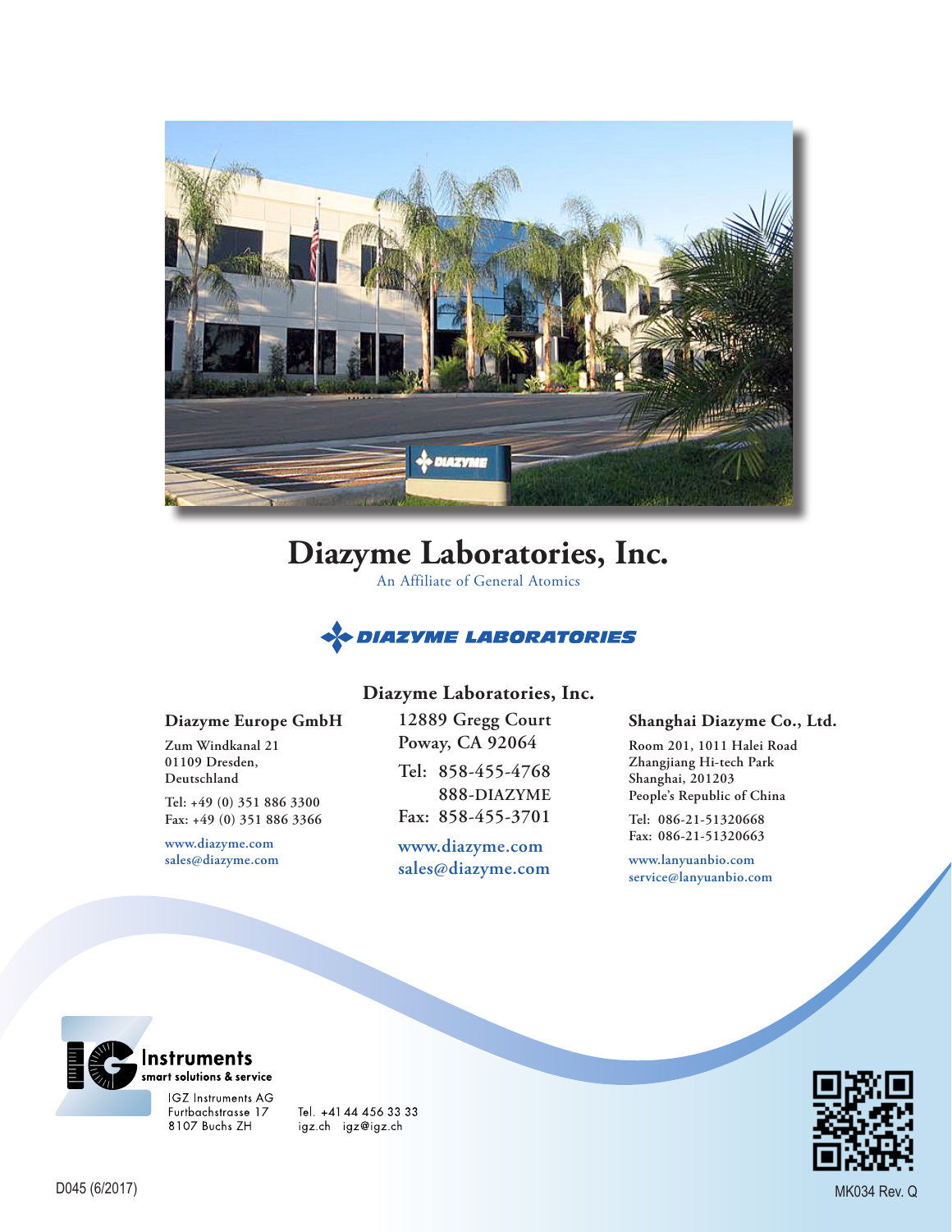# Diazyme Laboratories, Inc.

An Affiliate of General Atomics

DIAZYME LABORATORIES

**Diazyme Laboratories, Inc.**

12889 Gregg Court
Poway, CA 92064

Tel: 858-455-4768
888-DIAZYME
Fax: 858-455-3701

www.diazyme.com
sales@diazyme.com

**Diazyme Europe GmbH**

Zum Windkanal 21
01109 Dresden,
Deutschland

Tel: +49 (0) 351 886 3300
Fax: +49 (0) 351 886 3366

www.diazyme.com
sales@diazyme.com

**Shanghai Diazyme Co., Ltd.**

Room 201, 1011 Halei Road
Zhangjiang Hi-tech Park
Shanghai, 201203
People's Republic of China

Tel: 086-21-51320668
Fax: 086-21-51320663

www.lanyuanbio.com
service@lanyuanbio.com

Instruments
smart solutions & service

IGZ Instruments AG
Furtbachstrasse 17
8107 Buchs ZH

Tel. +41 44 456 33 33
igz.ch igz@igz.ch

D045 (6/2017)

MK034 Rev. Q